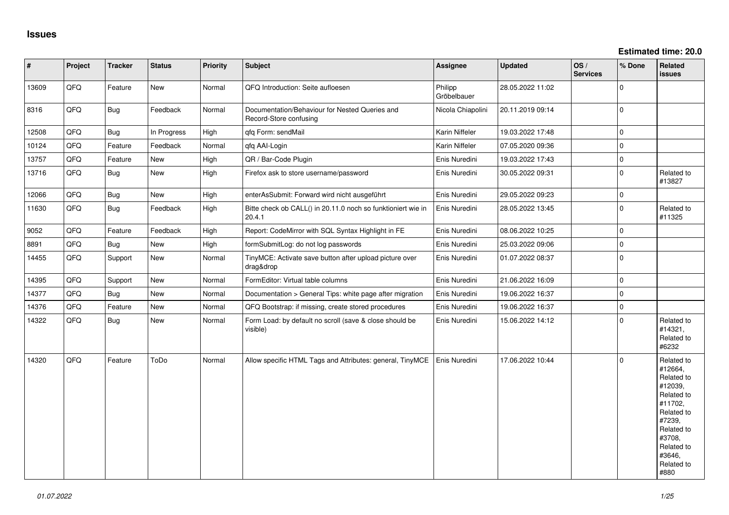# Issues

**Estimated time: 20.0**

| # | Project | Tracker | Status | Priority | Subject | Assignee | Updated | OS / Services | % Done | Related issues |
|---|---|---|---|---|---|---|---|---|---|---|
| 13609 | QFQ | Feature | New | Normal | QFQ Introduction: Seite aufloesen | Philipp Gröbelbauer | 28.05.2022 11:02 | | 0 | |
| 8316 | QFQ | Bug | Feedback | Normal | Documentation/Behaviour for Nested Queries and Record-Store confusing | Nicola Chiapolini | 20.11.2019 09:14 | | 0 | |
| 12508 | QFQ | Bug | In Progress | High | qfq Form: sendMail | Karin Niffeler | 19.03.2022 17:48 | | 0 | |
| 10124 | QFQ | Feature | Feedback | Normal | qfq AAI-Login | Karin Niffeler | 07.05.2020 09:36 | | 0 | |
| 13757 | QFQ | Feature | New | High | QR / Bar-Code Plugin | Enis Nuredini | 19.03.2022 17:43 | | 0 | |
| 13716 | QFQ | Bug | New | High | Firefox ask to store username/password | Enis Nuredini | 30.05.2022 09:31 | | 0 | Related to #13827 |
| 12066 | QFQ | Bug | New | High | enterAsSubmit: Forward wird nicht ausgeführt | Enis Nuredini | 29.05.2022 09:23 | | 0 | |
| 11630 | QFQ | Bug | Feedback | High | Bitte check ob CALL() in 20.11.0 noch so funktioniert wie in 20.4.1 | Enis Nuredini | 28.05.2022 13:45 | | 0 | Related to #11325 |
| 9052 | QFQ | Feature | Feedback | High | Report: CodeMirror with SQL Syntax Highlight in FE | Enis Nuredini | 08.06.2022 10:25 | | 0 | |
| 8891 | QFQ | Bug | New | High | formSubmitLog: do not log passwords | Enis Nuredini | 25.03.2022 09:06 | | 0 | |
| 14455 | QFQ | Support | New | Normal | TinyMCE: Activate save button after upload picture over drag&drop | Enis Nuredini | 01.07.2022 08:37 | | 0 | |
| 14395 | QFQ | Support | New | Normal | FormEditor: Virtual table columns | Enis Nuredini | 21.06.2022 16:09 | | 0 | |
| 14377 | QFQ | Bug | New | Normal | Documentation > General Tips: white page after migration | Enis Nuredini | 19.06.2022 16:37 | | 0 | |
| 14376 | QFQ | Feature | New | Normal | QFQ Bootstrap: if missing, create stored procedures | Enis Nuredini | 19.06.2022 16:37 | | 0 | |
| 14322 | QFQ | Bug | New | Normal | Form Load: by default no scroll (save & close should be visible) | Enis Nuredini | 15.06.2022 14:12 | | 0 | Related to #14321, Related to #6232 |
| 14320 | QFQ | Feature | ToDo | Normal | Allow specific HTML Tags and Attributes: general, TinyMCE | Enis Nuredini | 17.06.2022 10:44 | | 0 | Related to #12664, Related to #12039, Related to #11702, Related to #7239, Related to #3708, Related to #3646, Related to #880 |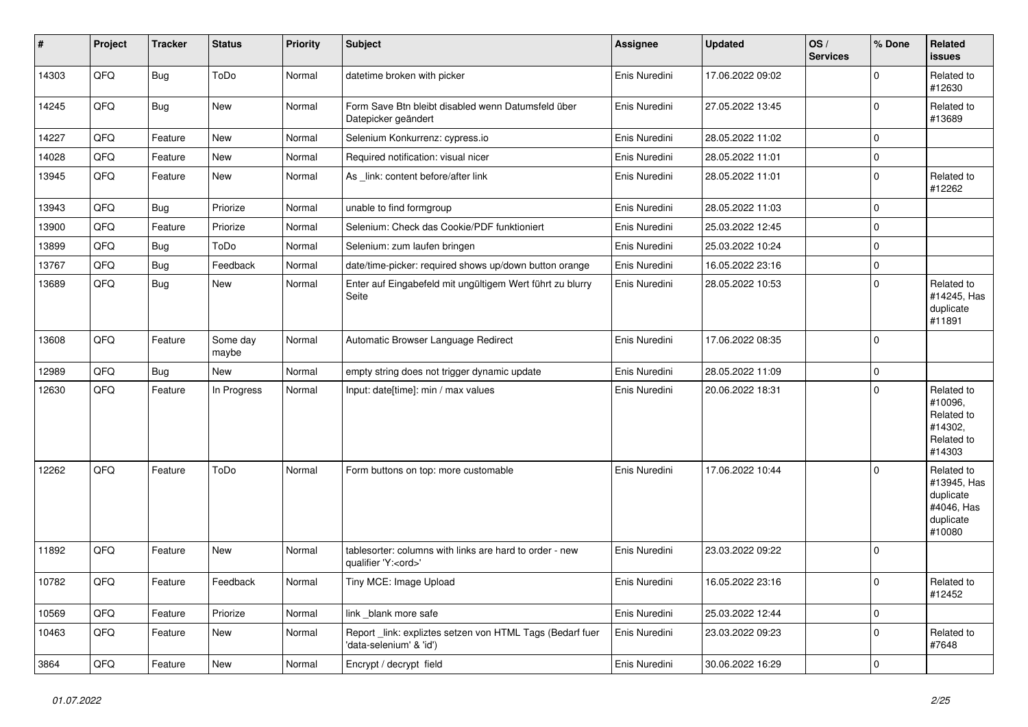| # | Project | Tracker | Status | Priority | Subject | Assignee | Updated | OS / Services | % Done | Related issues |
|---|---|---|---|---|---|---|---|---|---|---|
| 14303 | QFQ | Bug | ToDo | Normal | datetime broken with picker | Enis Nuredini | 17.06.2022 09:02 | | 0 | Related to #12630 |
| 14245 | QFQ | Bug | New | Normal | Form Save Btn bleibt disabled wenn Datumsfeld über Datepicker geändert | Enis Nuredini | 27.05.2022 13:45 | | 0 | Related to #13689 |
| 14227 | QFQ | Feature | New | Normal | Selenium Konkurrenz: cypress.io | Enis Nuredini | 28.05.2022 11:02 | | 0 | |
| 14028 | QFQ | Feature | New | Normal | Required notification: visual nicer | Enis Nuredini | 28.05.2022 11:01 | | 0 | |
| 13945 | QFQ | Feature | New | Normal | As _link: content before/after link | Enis Nuredini | 28.05.2022 11:01 | | 0 | Related to #12262 |
| 13943 | QFQ | Bug | Priorize | Normal | unable to find formgroup | Enis Nuredini | 28.05.2022 11:03 | | 0 | |
| 13900 | QFQ | Feature | Priorize | Normal | Selenium: Check das Cookie/PDF funktioniert | Enis Nuredini | 25.03.2022 12:45 | | 0 | |
| 13899 | QFQ | Bug | ToDo | Normal | Selenium: zum laufen bringen | Enis Nuredini | 25.03.2022 10:24 | | 0 | |
| 13767 | QFQ | Bug | Feedback | Normal | date/time-picker: required shows up/down button orange | Enis Nuredini | 16.05.2022 23:16 | | 0 | |
| 13689 | QFQ | Bug | New | Normal | Enter auf Eingabefeld mit ungültigem Wert führt zu blurry Seite | Enis Nuredini | 28.05.2022 10:53 | | 0 | Related to #14245, Has duplicate #11891 |
| 13608 | QFQ | Feature | Some day maybe | Normal | Automatic Browser Language Redirect | Enis Nuredini | 17.06.2022 08:35 | | 0 | |
| 12989 | QFQ | Bug | New | Normal | empty string does not trigger dynamic update | Enis Nuredini | 28.05.2022 11:09 | | 0 | |
| 12630 | QFQ | Feature | In Progress | Normal | Input: date[time]: min / max values | Enis Nuredini | 20.06.2022 18:31 | | 0 | Related to #10096, Related to #14302, Related to #14303 |
| 12262 | QFQ | Feature | ToDo | Normal | Form buttons on top: more customable | Enis Nuredini | 17.06.2022 10:44 | | 0 | Related to #13945, Has duplicate #4046, Has duplicate #10080 |
| 11892 | QFQ | Feature | New | Normal | tablesorter: columns with links are hard to order - new qualifier 'Y:<ord>' | Enis Nuredini | 23.03.2022 09:22 | | 0 | |
| 10782 | QFQ | Feature | Feedback | Normal | Tiny MCE: Image Upload | Enis Nuredini | 16.05.2022 23:16 | | 0 | Related to #12452 |
| 10569 | QFQ | Feature | Priorize | Normal | link _blank more safe | Enis Nuredini | 25.03.2022 12:44 | | 0 | |
| 10463 | QFQ | Feature | New | Normal | Report _link: expliztes setzen von HTML Tags (Bedarf fuer 'data-selenium' & 'id') | Enis Nuredini | 23.03.2022 09:23 | | 0 | Related to #7648 |
| 3864 | QFQ | Feature | New | Normal | Encrypt / decrypt field | Enis Nuredini | 30.06.2022 16:29 | | 0 | |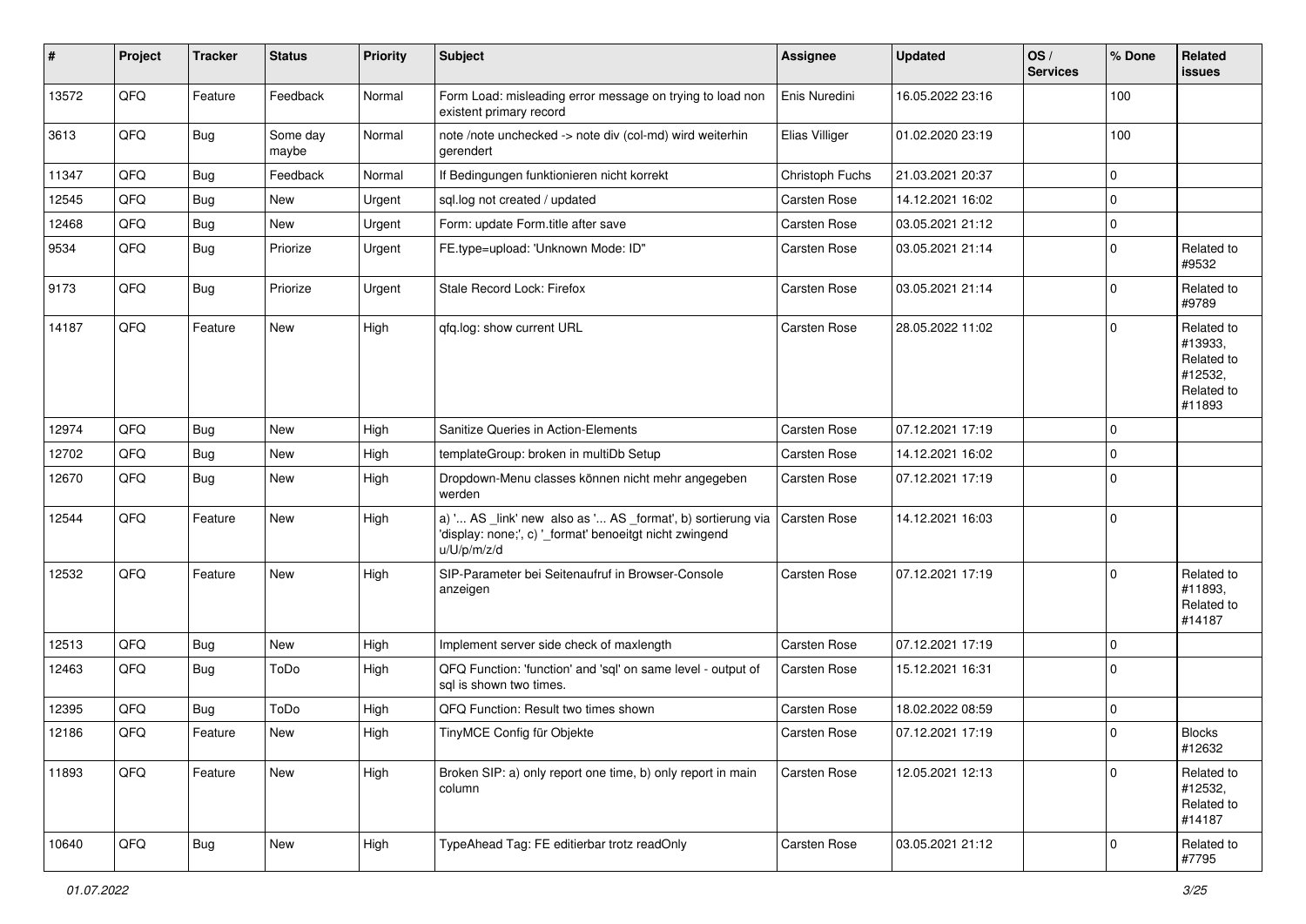| # | Project | Tracker | Status | Priority | Subject | Assignee | Updated | OS / Services | % Done | Related issues |
|---|---|---|---|---|---|---|---|---|---|---|
| 13572 | QFQ | Feature | Feedback | Normal | Form Load: misleading error message on trying to load non existent primary record | Enis Nuredini | 16.05.2022 23:16 | | 100 | |
| 3613 | QFQ | Bug | Some day maybe | Normal | note /note unchecked -> note div (col-md) wird weiterhin gerendert | Elias Villiger | 01.02.2020 23:19 | | 100 | |
| 11347 | QFQ | Bug | Feedback | Normal | If Bedingungen funktionieren nicht korrekt | Christoph Fuchs | 21.03.2021 20:37 | | 0 | |
| 12545 | QFQ | Bug | New | Urgent | sql.log not created / updated | Carsten Rose | 14.12.2021 16:02 | | 0 | |
| 12468 | QFQ | Bug | New | Urgent | Form: update Form.title after save | Carsten Rose | 03.05.2021 21:12 | | 0 | |
| 9534 | QFQ | Bug | Priorize | Urgent | FE.type=upload: 'Unknown Mode: ID" | Carsten Rose | 03.05.2021 21:14 | | 0 | Related to #9532 |
| 9173 | QFQ | Bug | Priorize | Urgent | Stale Record Lock: Firefox | Carsten Rose | 03.05.2021 21:14 | | 0 | Related to #9789 |
| 14187 | QFQ | Feature | New | High | qfq.log: show current URL | Carsten Rose | 28.05.2022 11:02 | | 0 | Related to #13933, Related to #12532, Related to #11893 |
| 12974 | QFQ | Bug | New | High | Sanitize Queries in Action-Elements | Carsten Rose | 07.12.2021 17:19 | | 0 | |
| 12702 | QFQ | Bug | New | High | templateGroup: broken in multiDb Setup | Carsten Rose | 14.12.2021 16:02 | | 0 | |
| 12670 | QFQ | Bug | New | High | Dropdown-Menu classes können nicht mehr angegeben werden | Carsten Rose | 07.12.2021 17:19 | | 0 | |
| 12544 | QFQ | Feature | New | High | a) '... AS _link' new also as '... AS _format', b) sortierung via 'display: none;', c) '_format' benoeitgt nicht zwingend u/U/p/m/z/d | Carsten Rose | 14.12.2021 16:03 | | 0 | |
| 12532 | QFQ | Feature | New | High | SIP-Parameter bei Seitenaufruf in Browser-Console anzeigen | Carsten Rose | 07.12.2021 17:19 | | 0 | Related to #11893, Related to #14187 |
| 12513 | QFQ | Bug | New | High | Implement server side check of maxlength | Carsten Rose | 07.12.2021 17:19 | | 0 | |
| 12463 | QFQ | Bug | ToDo | High | QFQ Function: 'function' and 'sql' on same level - output of sql is shown two times. | Carsten Rose | 15.12.2021 16:31 | | 0 | |
| 12395 | QFQ | Bug | ToDo | High | QFQ Function: Result two times shown | Carsten Rose | 18.02.2022 08:59 | | 0 | |
| 12186 | QFQ | Feature | New | High | TinyMCE Config für Objekte | Carsten Rose | 07.12.2021 17:19 | | 0 | Blocks #12632 |
| 11893 | QFQ | Feature | New | High | Broken SIP: a) only report one time, b) only report in main column | Carsten Rose | 12.05.2021 12:13 | | 0 | Related to #12532, Related to #14187 |
| 10640 | QFQ | Bug | New | High | TypeAhead Tag: FE editierbar trotz readOnly | Carsten Rose | 03.05.2021 21:12 | | 0 | Related to #7795 |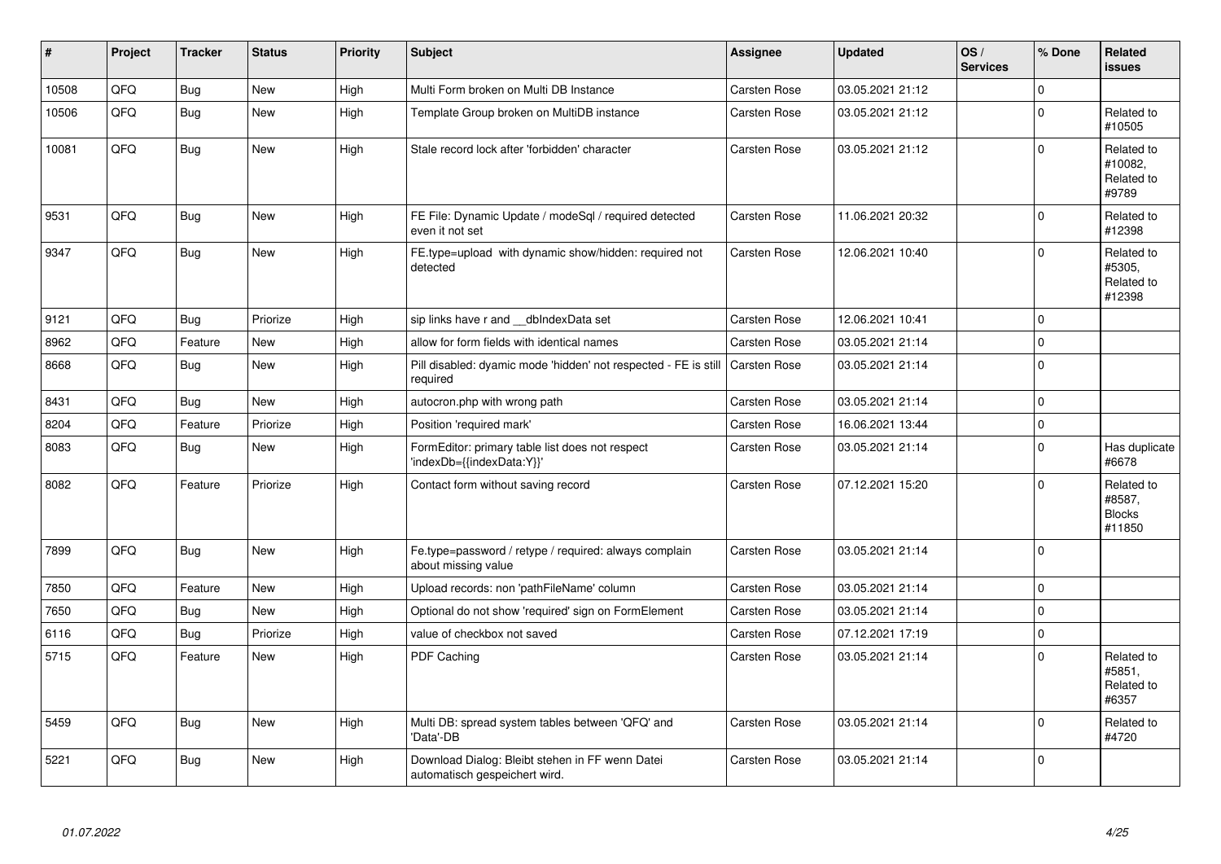| # | Project | Tracker | Status | Priority | Subject | Assignee | Updated | OS / Services | % Done | Related issues |
|---|---|---|---|---|---|---|---|---|---|---|
| 10508 | QFQ | Bug | New | High | Multi Form broken on Multi DB Instance | Carsten Rose | 03.05.2021 21:12 | | 0 | |
| 10506 | QFQ | Bug | New | High | Template Group broken on MultiDB instance | Carsten Rose | 03.05.2021 21:12 | | 0 | Related to #10505 |
| 10081 | QFQ | Bug | New | High | Stale record lock after 'forbidden' character | Carsten Rose | 03.05.2021 21:12 | | 0 | Related to #10082, Related to #9789 |
| 9531 | QFQ | Bug | New | High | FE File: Dynamic Update / modeSql / required detected even it not set | Carsten Rose | 11.06.2021 20:32 | | 0 | Related to #12398 |
| 9347 | QFQ | Bug | New | High | FE.type=upload with dynamic show/hidden: required not detected | Carsten Rose | 12.06.2021 10:40 | | 0 | Related to #5305, Related to #12398 |
| 9121 | QFQ | Bug | Priorize | High | sip links have r and __dbIndexData set | Carsten Rose | 12.06.2021 10:41 | | 0 | |
| 8962 | QFQ | Feature | New | High | allow for form fields with identical names | Carsten Rose | 03.05.2021 21:14 | | 0 | |
| 8668 | QFQ | Bug | New | High | Pill disabled: dyamic mode 'hidden' not respected - FE is still required | Carsten Rose | 03.05.2021 21:14 | | 0 | |
| 8431 | QFQ | Bug | New | High | autocron.php with wrong path | Carsten Rose | 03.05.2021 21:14 | | 0 | |
| 8204 | QFQ | Feature | Priorize | High | Position 'required mark' | Carsten Rose | 16.06.2021 13:44 | | 0 | |
| 8083 | QFQ | Bug | New | High | FormEditor: primary table list does not respect 'indexDb={{indexData:Y}}' | Carsten Rose | 03.05.2021 21:14 | | 0 | Has duplicate #6678 |
| 8082 | QFQ | Feature | Priorize | High | Contact form without saving record | Carsten Rose | 07.12.2021 15:20 | | 0 | Related to #8587, Blocks #11850 |
| 7899 | QFQ | Bug | New | High | Fe.type=password / retype / required: always complain about missing value | Carsten Rose | 03.05.2021 21:14 | | 0 | |
| 7850 | QFQ | Feature | New | High | Upload records: non 'pathFileName' column | Carsten Rose | 03.05.2021 21:14 | | 0 | |
| 7650 | QFQ | Bug | New | High | Optional do not show 'required' sign on FormElement | Carsten Rose | 03.05.2021 21:14 | | 0 | |
| 6116 | QFQ | Bug | Priorize | High | value of checkbox not saved | Carsten Rose | 07.12.2021 17:19 | | 0 | |
| 5715 | QFQ | Feature | New | High | PDF Caching | Carsten Rose | 03.05.2021 21:14 | | 0 | Related to #5851, Related to #6357 |
| 5459 | QFQ | Bug | New | High | Multi DB: spread system tables between 'QFQ' and 'Data'-DB | Carsten Rose | 03.05.2021 21:14 | | 0 | Related to #4720 |
| 5221 | QFQ | Bug | New | High | Download Dialog: Bleibt stehen in FF wenn Datei automatisch gespeichert wird. | Carsten Rose | 03.05.2021 21:14 | | 0 | |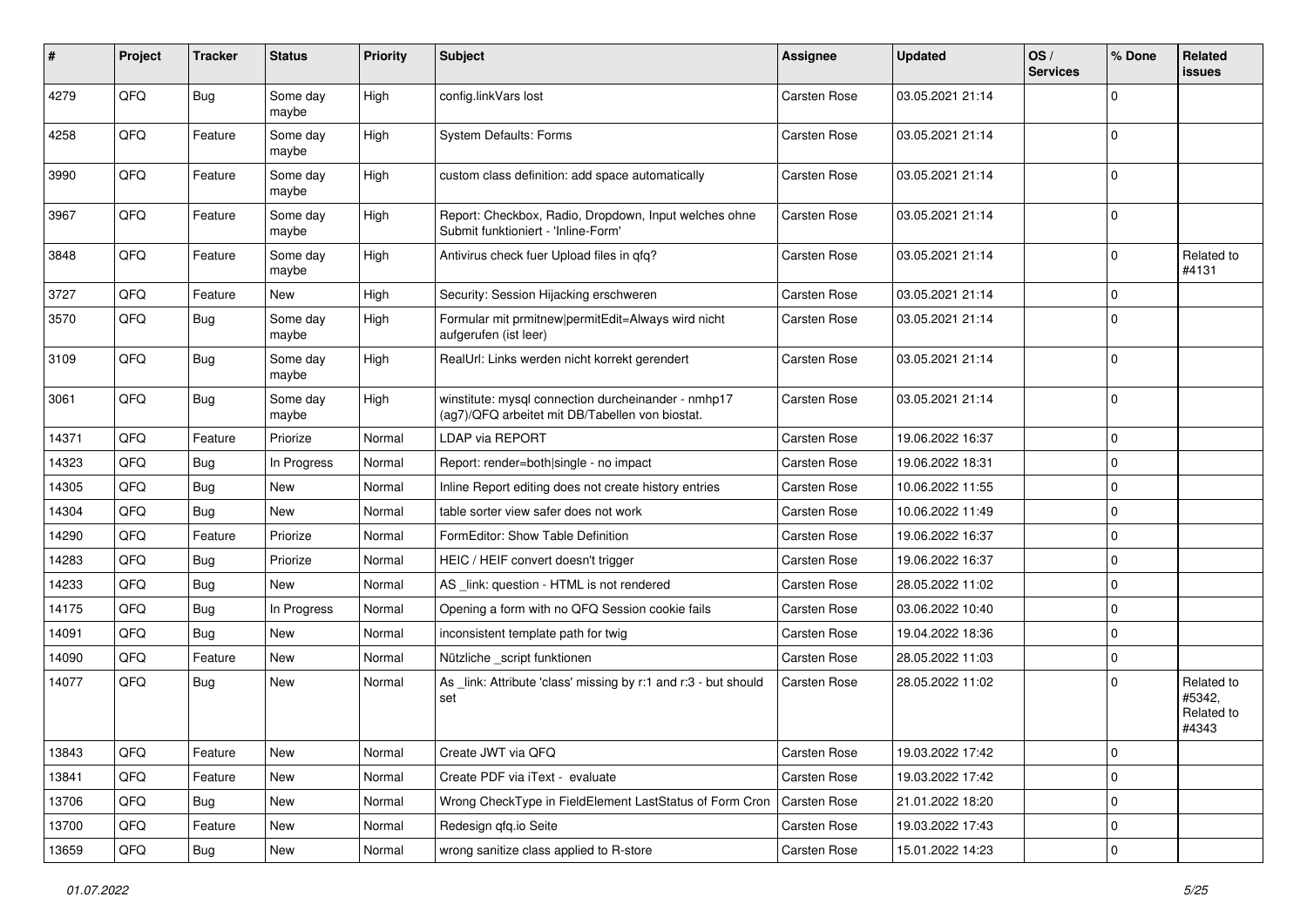| # | Project | Tracker | Status | Priority | Subject | Assignee | Updated | OS / Services | % Done | Related issues |
|---|---|---|---|---|---|---|---|---|---|---|
| 4279 | QFQ | Bug | Some day maybe | High | config.linkVars lost | Carsten Rose | 03.05.2021 21:14 | | 0 | |
| 4258 | QFQ | Feature | Some day maybe | High | System Defaults: Forms | Carsten Rose | 03.05.2021 21:14 | | 0 | |
| 3990 | QFQ | Feature | Some day maybe | High | custom class definition: add space automatically | Carsten Rose | 03.05.2021 21:14 | | 0 | |
| 3967 | QFQ | Feature | Some day maybe | High | Report: Checkbox, Radio, Dropdown, Input welches ohne Submit funktioniert - 'Inline-Form' | Carsten Rose | 03.05.2021 21:14 | | 0 | |
| 3848 | QFQ | Feature | Some day maybe | High | Antivirus check fuer Upload files in qfq? | Carsten Rose | 03.05.2021 21:14 | | 0 | Related to #4131 |
| 3727 | QFQ | Feature | New | High | Security: Session Hijacking erschweren | Carsten Rose | 03.05.2021 21:14 | | 0 | |
| 3570 | QFQ | Bug | Some day maybe | High | Formular mit prmitnew\|permitEdit=Always wird nicht aufgerufen (ist leer) | Carsten Rose | 03.05.2021 21:14 | | 0 | |
| 3109 | QFQ | Bug | Some day maybe | High | RealUrl: Links werden nicht korrekt gerendert | Carsten Rose | 03.05.2021 21:14 | | 0 | |
| 3061 | QFQ | Bug | Some day maybe | High | winstitute: mysql connection durcheinander - nmhp17 (ag7)/QFQ arbeitet mit DB/Tabellen von biostat. | Carsten Rose | 03.05.2021 21:14 | | 0 | |
| 14371 | QFQ | Feature | Priorize | Normal | LDAP via REPORT | Carsten Rose | 19.06.2022 16:37 | | 0 | |
| 14323 | QFQ | Bug | In Progress | Normal | Report: render=both\|single - no impact | Carsten Rose | 19.06.2022 18:31 | | 0 | |
| 14305 | QFQ | Bug | New | Normal | Inline Report editing does not create history entries | Carsten Rose | 10.06.2022 11:55 | | 0 | |
| 14304 | QFQ | Bug | New | Normal | table sorter view safer does not work | Carsten Rose | 10.06.2022 11:49 | | 0 | |
| 14290 | QFQ | Feature | Priorize | Normal | FormEditor: Show Table Definition | Carsten Rose | 19.06.2022 16:37 | | 0 | |
| 14283 | QFQ | Bug | Priorize | Normal | HEIC / HEIF convert doesn't trigger | Carsten Rose | 19.06.2022 16:37 | | 0 | |
| 14233 | QFQ | Bug | New | Normal | AS _link: question - HTML is not rendered | Carsten Rose | 28.05.2022 11:02 | | 0 | |
| 14175 | QFQ | Bug | In Progress | Normal | Opening a form with no QFQ Session cookie fails | Carsten Rose | 03.06.2022 10:40 | | 0 | |
| 14091 | QFQ | Bug | New | Normal | inconsistent template path for twig | Carsten Rose | 19.04.2022 18:36 | | 0 | |
| 14090 | QFQ | Feature | New | Normal | Nützliche _script funktionen | Carsten Rose | 28.05.2022 11:03 | | 0 | |
| 14077 | QFQ | Bug | New | Normal | As _link: Attribute 'class' missing by r:1 and r:3 - but should set | Carsten Rose | 28.05.2022 11:02 | | 0 | Related to #5342, Related to #4343 |
| 13843 | QFQ | Feature | New | Normal | Create JWT via QFQ | Carsten Rose | 19.03.2022 17:42 | | 0 | |
| 13841 | QFQ | Feature | New | Normal | Create PDF via iText - evaluate | Carsten Rose | 19.03.2022 17:42 | | 0 | |
| 13706 | QFQ | Bug | New | Normal | Wrong CheckType in FieldElement LastStatus of Form Cron | Carsten Rose | 21.01.2022 18:20 | | 0 | |
| 13700 | QFQ | Feature | New | Normal | Redesign qfq.io Seite | Carsten Rose | 19.03.2022 17:43 | | 0 | |
| 13659 | QFQ | Bug | New | Normal | wrong sanitize class applied to R-store | Carsten Rose | 15.01.2022 14:23 | | 0 | |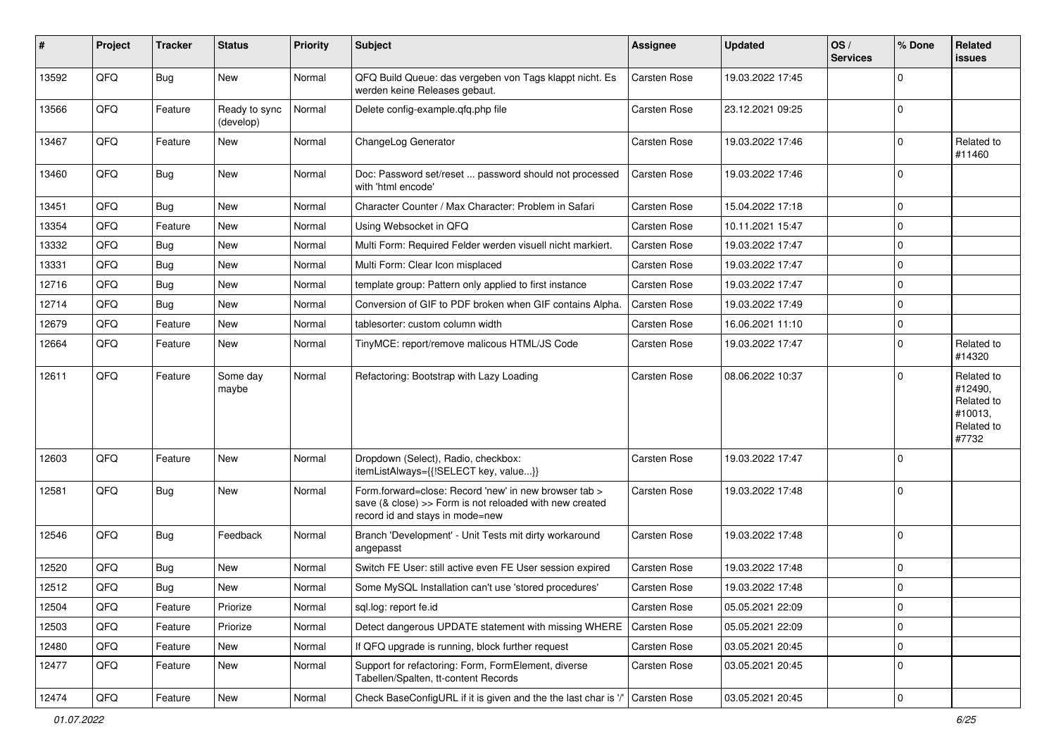| # | Project | Tracker | Status | Priority | Subject | Assignee | Updated | OS / Services | % Done | Related issues |
|---|---|---|---|---|---|---|---|---|---|---|
| 13592 | QFQ | Bug | New | Normal | QFQ Build Queue: das vergeben von Tags klappt nicht. Es werden keine Releases gebaut. | Carsten Rose | 19.03.2022 17:45 | | 0 | |
| 13566 | QFQ | Feature | Ready to sync (develop) | Normal | Delete config-example.qfq.php file | Carsten Rose | 23.12.2021 09:25 | | 0 | |
| 13467 | QFQ | Feature | New | Normal | ChangeLog Generator | Carsten Rose | 19.03.2022 17:46 | | 0 | Related to #11460 |
| 13460 | QFQ | Bug | New | Normal | Doc: Password set/reset ... password should not processed with 'html encode' | Carsten Rose | 19.03.2022 17:46 | | 0 | |
| 13451 | QFQ | Bug | New | Normal | Character Counter / Max Character: Problem in Safari | Carsten Rose | 15.04.2022 17:18 | | 0 | |
| 13354 | QFQ | Feature | New | Normal | Using Websocket in QFQ | Carsten Rose | 10.11.2021 15:47 | | 0 | |
| 13332 | QFQ | Bug | New | Normal | Multi Form: Required Felder werden visuell nicht markiert. | Carsten Rose | 19.03.2022 17:47 | | 0 | |
| 13331 | QFQ | Bug | New | Normal | Multi Form: Clear Icon misplaced | Carsten Rose | 19.03.2022 17:47 | | 0 | |
| 12716 | QFQ | Bug | New | Normal | template group: Pattern only applied to first instance | Carsten Rose | 19.03.2022 17:47 | | 0 | |
| 12714 | QFQ | Bug | New | Normal | Conversion of GIF to PDF broken when GIF contains Alpha. | Carsten Rose | 19.03.2022 17:49 | | 0 | |
| 12679 | QFQ | Feature | New | Normal | tablesorter: custom column width | Carsten Rose | 16.06.2021 11:10 | | 0 | |
| 12664 | QFQ | Feature | New | Normal | TinyMCE: report/remove malicous HTML/JS Code | Carsten Rose | 19.03.2022 17:47 | | 0 | Related to #14320 |
| 12611 | QFQ | Feature | Some day maybe | Normal | Refactoring: Bootstrap with Lazy Loading | Carsten Rose | 08.06.2022 10:37 | | 0 | Related to #12490, Related to #10013, Related to #7732 |
| 12603 | QFQ | Feature | New | Normal | Dropdown (Select), Radio, checkbox: itemListAlways={{!SELECT key, value...}} | Carsten Rose | 19.03.2022 17:47 | | 0 | |
| 12581 | QFQ | Bug | New | Normal | Form.forward=close: Record 'new' in new browser tab > save (& close) >> Form is not reloaded with new created record id and stays in mode=new | Carsten Rose | 19.03.2022 17:48 | | 0 | |
| 12546 | QFQ | Bug | Feedback | Normal | Branch 'Development' - Unit Tests mit dirty workaround angepasst | Carsten Rose | 19.03.2022 17:48 | | 0 | |
| 12520 | QFQ | Bug | New | Normal | Switch FE User: still active even FE User session expired | Carsten Rose | 19.03.2022 17:48 | | 0 | |
| 12512 | QFQ | Bug | New | Normal | Some MySQL Installation can't use 'stored procedures' | Carsten Rose | 19.03.2022 17:48 | | 0 | |
| 12504 | QFQ | Feature | Priorize | Normal | sql.log: report fe.id | Carsten Rose | 05.05.2021 22:09 | | 0 | |
| 12503 | QFQ | Feature | Priorize | Normal | Detect dangerous UPDATE statement with missing WHERE | Carsten Rose | 05.05.2021 22:09 | | 0 | |
| 12480 | QFQ | Feature | New | Normal | If QFQ upgrade is running, block further request | Carsten Rose | 03.05.2021 20:45 | | 0 | |
| 12477 | QFQ | Feature | New | Normal | Support for refactoring: Form, FormElement, diverse Tabellen/Spalten, tt-content Records | Carsten Rose | 03.05.2021 20:45 | | 0 | |
| 12474 | QFQ | Feature | New | Normal | Check BaseConfigURL if it is given and the the last char is '/' | Carsten Rose | 03.05.2021 20:45 | | 0 | |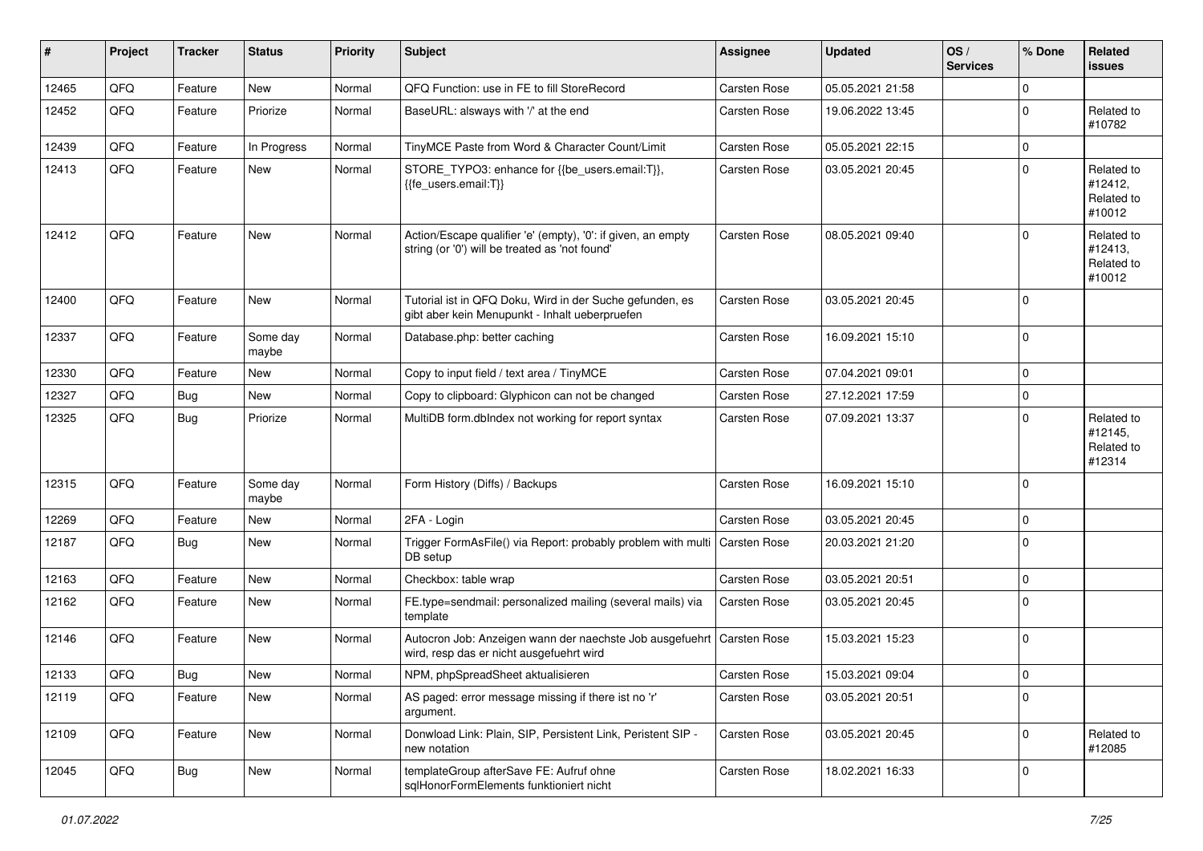| # | Project | Tracker | Status | Priority | Subject | Assignee | Updated | OS / Services | % Done | Related issues |
|---|---|---|---|---|---|---|---|---|---|---|
| 12465 | QFQ | Feature | New | Normal | QFQ Function: use in FE to fill StoreRecord | Carsten Rose | 05.05.2021 21:58 | | 0 | |
| 12452 | QFQ | Feature | Priorize | Normal | BaseURL: alsways with '/' at the end | Carsten Rose | 19.06.2022 13:45 | | 0 | Related to #10782 |
| 12439 | QFQ | Feature | In Progress | Normal | TinyMCE Paste from Word & Character Count/Limit | Carsten Rose | 05.05.2021 22:15 | | 0 | |
| 12413 | QFQ | Feature | New | Normal | STORE_TYPO3: enhance for {{be_users.email:T}}, {{fe_users.email:T}} | Carsten Rose | 03.05.2021 20:45 | | 0 | Related to #12412, Related to #10012 |
| 12412 | QFQ | Feature | New | Normal | Action/Escape qualifier 'e' (empty), '0': if given, an empty string (or '0') will be treated as 'not found' | Carsten Rose | 08.05.2021 09:40 | | 0 | Related to #12413, Related to #10012 |
| 12400 | QFQ | Feature | New | Normal | Tutorial ist in QFQ Doku, Wird in der Suche gefunden, es gibt aber kein Menupunkt - Inhalt ueberpruefen | Carsten Rose | 03.05.2021 20:45 | | 0 | |
| 12337 | QFQ | Feature | Some day maybe | Normal | Database.php: better caching | Carsten Rose | 16.09.2021 15:10 | | 0 | |
| 12330 | QFQ | Feature | New | Normal | Copy to input field / text area / TinyMCE | Carsten Rose | 07.04.2021 09:01 | | 0 | |
| 12327 | QFQ | Bug | New | Normal | Copy to clipboard: Glyphicon can not be changed | Carsten Rose | 27.12.2021 17:59 | | 0 | |
| 12325 | QFQ | Bug | Priorize | Normal | MultiDB form.dbIndex not working for report syntax | Carsten Rose | 07.09.2021 13:37 | | 0 | Related to #12145, Related to #12314 |
| 12315 | QFQ | Feature | Some day maybe | Normal | Form History (Diffs) / Backups | Carsten Rose | 16.09.2021 15:10 | | 0 | |
| 12269 | QFQ | Feature | New | Normal | 2FA - Login | Carsten Rose | 03.05.2021 20:45 | | 0 | |
| 12187 | QFQ | Bug | New | Normal | Trigger FormAsFile() via Report: probably problem with multi DB setup | Carsten Rose | 20.03.2021 21:20 | | 0 | |
| 12163 | QFQ | Feature | New | Normal | Checkbox: table wrap | Carsten Rose | 03.05.2021 20:51 | | 0 | |
| 12162 | QFQ | Feature | New | Normal | FE.type=sendmail: personalized mailing (several mails) via template | Carsten Rose | 03.05.2021 20:45 | | 0 | |
| 12146 | QFQ | Feature | New | Normal | Autocron Job: Anzeigen wann der naechste Job ausgefuehrt wird, resp das er nicht ausgefuehrt wird | Carsten Rose | 15.03.2021 15:23 | | 0 | |
| 12133 | QFQ | Bug | New | Normal | NPM, phpSpreadSheet aktualisieren | Carsten Rose | 15.03.2021 09:04 | | 0 | |
| 12119 | QFQ | Feature | New | Normal | AS paged: error message missing if there ist no 'r' argument. | Carsten Rose | 03.05.2021 20:51 | | 0 | |
| 12109 | QFQ | Feature | New | Normal | Donwload Link: Plain, SIP, Persistent Link, Peristent SIP - new notation | Carsten Rose | 03.05.2021 20:45 | | 0 | Related to #12085 |
| 12045 | QFQ | Bug | New | Normal | templateGroup afterSave FE: Aufruf ohne sqlHonorFormElements funktioniert nicht | Carsten Rose | 18.02.2021 16:33 | | 0 | |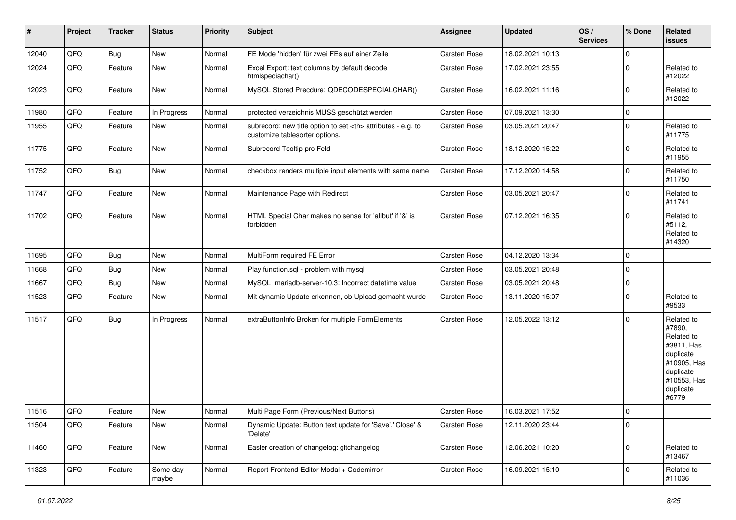| # | Project | Tracker | Status | Priority | Subject | Assignee | Updated | OS / Services | % Done | Related issues |
|---|---|---|---|---|---|---|---|---|---|---|
| 12040 | QFQ | Bug | New | Normal | FE Mode 'hidden' für zwei FEs auf einer Zeile | Carsten Rose | 18.02.2021 10:13 | | 0 | |
| 12024 | QFQ | Feature | New | Normal | Excel Export: text columns by default decode htmlspeciachar() | Carsten Rose | 17.02.2021 23:55 | | 0 | Related to #12022 |
| 12023 | QFQ | Feature | New | Normal | MySQL Stored Precdure: QDECODESPECIALCHAR() | Carsten Rose | 16.02.2021 11:16 | | 0 | Related to #12022 |
| 11980 | QFQ | Feature | In Progress | Normal | protected verzeichnis MUSS geschützt werden | Carsten Rose | 07.09.2021 13:30 | | 0 | |
| 11955 | QFQ | Feature | New | Normal | subrecord: new title option to set <th> attributes - e.g. to customize tablesorter options. | Carsten Rose | 03.05.2021 20:47 | | 0 | Related to #11775 |
| 11775 | QFQ | Feature | New | Normal | Subrecord Tooltip pro Feld | Carsten Rose | 18.12.2020 15:22 | | 0 | Related to #11955 |
| 11752 | QFQ | Bug | New | Normal | checkbox renders multiple input elements with same name | Carsten Rose | 17.12.2020 14:58 | | 0 | Related to #11750 |
| 11747 | QFQ | Feature | New | Normal | Maintenance Page with Redirect | Carsten Rose | 03.05.2021 20:47 | | 0 | Related to #11741 |
| 11702 | QFQ | Feature | New | Normal | HTML Special Char makes no sense for 'allbut' if '&' is forbidden | Carsten Rose | 07.12.2021 16:35 | | 0 | Related to #5112, Related to #14320 |
| 11695 | QFQ | Bug | New | Normal | MultiForm required FE Error | Carsten Rose | 04.12.2020 13:34 | | 0 | |
| 11668 | QFQ | Bug | New | Normal | Play function.sql - problem with mysql | Carsten Rose | 03.05.2021 20:48 | | 0 | |
| 11667 | QFQ | Bug | New | Normal | MySQL mariadb-server-10.3: Incorrect datetime value | Carsten Rose | 03.05.2021 20:48 | | 0 | |
| 11523 | QFQ | Feature | New | Normal | Mit dynamic Update erkennen, ob Upload gemacht wurde | Carsten Rose | 13.11.2020 15:07 | | 0 | Related to #9533 |
| 11517 | QFQ | Bug | In Progress | Normal | extraButtonInfo Broken for multiple FormElements | Carsten Rose | 12.05.2022 13:12 | | 0 | Related to #7890, Related to #3811, Has duplicate #10905, Has duplicate #10553, Has duplicate #6779 |
| 11516 | QFQ | Feature | New | Normal | Multi Page Form (Previous/Next Buttons) | Carsten Rose | 16.03.2021 17:52 | | 0 | |
| 11504 | QFQ | Feature | New | Normal | Dynamic Update: Button text update for 'Save',' Close' & 'Delete' | Carsten Rose | 12.11.2020 23:44 | | 0 | |
| 11460 | QFQ | Feature | New | Normal | Easier creation of changelog: gitchangelog | Carsten Rose | 12.06.2021 10:20 | | 0 | Related to #13467 |
| 11323 | QFQ | Feature | Some day maybe | Normal | Report Frontend Editor Modal + Codemirror | Carsten Rose | 16.09.2021 15:10 | | 0 | Related to #11036 |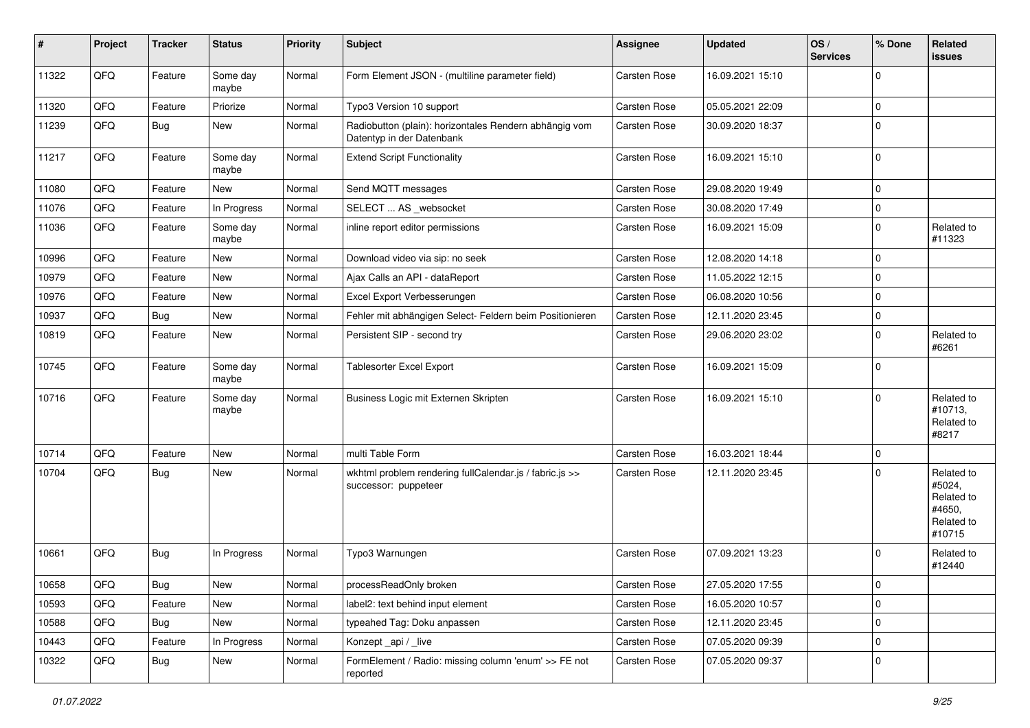| # | Project | Tracker | Status | Priority | Subject | Assignee | Updated | OS / Services | % Done | Related issues |
|---|---|---|---|---|---|---|---|---|---|---|
| 11322 | QFQ | Feature | Some day maybe | Normal | Form Element JSON - (multiline parameter field) | Carsten Rose | 16.09.2021 15:10 | | 0 | |
| 11320 | QFQ | Feature | Priorize | Normal | Typo3 Version 10 support | Carsten Rose | 05.05.2021 22:09 | | 0 | |
| 11239 | QFQ | Bug | New | Normal | Radiobutton (plain): horizontales Rendern abhängig vom Datentyp in der Datenbank | Carsten Rose | 30.09.2020 18:37 | | 0 | |
| 11217 | QFQ | Feature | Some day maybe | Normal | Extend Script Functionality | Carsten Rose | 16.09.2021 15:10 | | 0 | |
| 11080 | QFQ | Feature | New | Normal | Send MQTT messages | Carsten Rose | 29.08.2020 19:49 | | 0 | |
| 11076 | QFQ | Feature | In Progress | Normal | SELECT ... AS _websocket | Carsten Rose | 30.08.2020 17:49 | | 0 | |
| 11036 | QFQ | Feature | Some day maybe | Normal | inline report editor permissions | Carsten Rose | 16.09.2021 15:09 | | 0 | Related to #11323 |
| 10996 | QFQ | Feature | New | Normal | Download video via sip: no seek | Carsten Rose | 12.08.2020 14:18 | | 0 | |
| 10979 | QFQ | Feature | New | Normal | Ajax Calls an API - dataReport | Carsten Rose | 11.05.2022 12:15 | | 0 | |
| 10976 | QFQ | Feature | New | Normal | Excel Export Verbesserungen | Carsten Rose | 06.08.2020 10:56 | | 0 | |
| 10937 | QFQ | Bug | New | Normal | Fehler mit abhängigen Select- Feldern beim Positionieren | Carsten Rose | 12.11.2020 23:45 | | 0 | |
| 10819 | QFQ | Feature | New | Normal | Persistent SIP - second try | Carsten Rose | 29.06.2020 23:02 | | 0 | Related to #6261 |
| 10745 | QFQ | Feature | Some day maybe | Normal | Tablesorter Excel Export | Carsten Rose | 16.09.2021 15:09 | | 0 | |
| 10716 | QFQ | Feature | Some day maybe | Normal | Business Logic mit Externen Skripten | Carsten Rose | 16.09.2021 15:10 | | 0 | Related to #10713, Related to #8217 |
| 10714 | QFQ | Feature | New | Normal | multi Table Form | Carsten Rose | 16.03.2021 18:44 | | 0 | |
| 10704 | QFQ | Bug | New | Normal | wkhtml problem rendering fullCalendar.js / fabric.js >> successor: puppeteer | Carsten Rose | 12.11.2020 23:45 | | 0 | Related to #5024, Related to #4650, Related to #10715 |
| 10661 | QFQ | Bug | In Progress | Normal | Typo3 Warnungen | Carsten Rose | 07.09.2021 13:23 | | 0 | Related to #12440 |
| 10658 | QFQ | Bug | New | Normal | processReadOnly broken | Carsten Rose | 27.05.2020 17:55 | | 0 | |
| 10593 | QFQ | Feature | New | Normal | label2: text behind input element | Carsten Rose | 16.05.2020 10:57 | | 0 | |
| 10588 | QFQ | Bug | New | Normal | typeahed Tag: Doku anpassen | Carsten Rose | 12.11.2020 23:45 | | 0 | |
| 10443 | QFQ | Feature | In Progress | Normal | Konzept _api / _live | Carsten Rose | 07.05.2020 09:39 | | 0 | |
| 10322 | QFQ | Bug | New | Normal | FormElement / Radio: missing column 'enum' >> FE not reported | Carsten Rose | 07.05.2020 09:37 | | 0 | |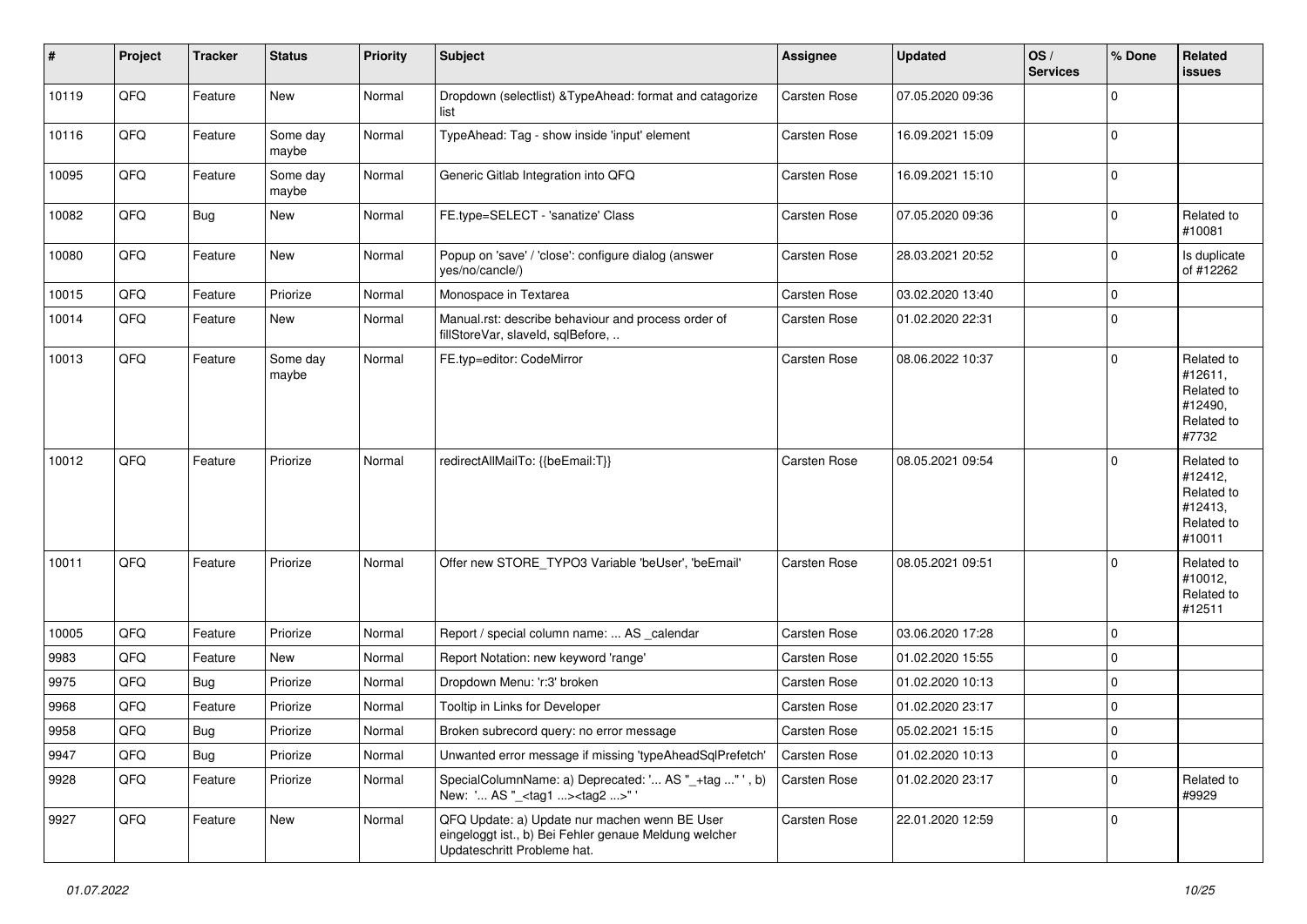| # | Project | Tracker | Status | Priority | Subject | Assignee | Updated | OS / Services | % Done | Related issues |
|---|---|---|---|---|---|---|---|---|---|---|
| 10119 | QFQ | Feature | New | Normal | Dropdown (selectlist) &TypeAhead: format and catagorize list | Carsten Rose | 07.05.2020 09:36 | | 0 | |
| 10116 | QFQ | Feature | Some day maybe | Normal | TypeAhead: Tag - show inside 'input' element | Carsten Rose | 16.09.2021 15:09 | | 0 | |
| 10095 | QFQ | Feature | Some day maybe | Normal | Generic Gitlab Integration into QFQ | Carsten Rose | 16.09.2021 15:10 | | 0 | |
| 10082 | QFQ | Bug | New | Normal | FE.type=SELECT - 'sanatize' Class | Carsten Rose | 07.05.2020 09:36 | | 0 | Related to #10081 |
| 10080 | QFQ | Feature | New | Normal | Popup on 'save' / 'close': configure dialog (answer yes/no/cancle/) | Carsten Rose | 28.03.2021 20:52 | | 0 | Is duplicate of #12262 |
| 10015 | QFQ | Feature | Priorize | Normal | Monospace in Textarea | Carsten Rose | 03.02.2020 13:40 | | 0 | |
| 10014 | QFQ | Feature | New | Normal | Manual.rst: describe behaviour and process order of fillStoreVar, slaveId, sqlBefore, .. | Carsten Rose | 01.02.2020 22:31 | | 0 | |
| 10013 | QFQ | Feature | Some day maybe | Normal | FE.typ=editor: CodeMirror | Carsten Rose | 08.06.2022 10:37 | | 0 | Related to #12611, Related to #12490, Related to #7732 |
| 10012 | QFQ | Feature | Priorize | Normal | redirectAllMailTo: {{beEmail:T}} | Carsten Rose | 08.05.2021 09:54 | | 0 | Related to #12412, Related to #12413, Related to #10011 |
| 10011 | QFQ | Feature | Priorize | Normal | Offer new STORE_TYPO3 Variable 'beUser', 'beEmail' | Carsten Rose | 08.05.2021 09:51 | | 0 | Related to #10012, Related to #12511 |
| 10005 | QFQ | Feature | Priorize | Normal | Report / special column name: ... AS _calendar | Carsten Rose | 03.06.2020 17:28 | | 0 | |
| 9983 | QFQ | Feature | New | Normal | Report Notation: new keyword 'range' | Carsten Rose | 01.02.2020 15:55 | | 0 | |
| 9975 | QFQ | Bug | Priorize | Normal | Dropdown Menu: 'r:3' broken | Carsten Rose | 01.02.2020 10:13 | | 0 | |
| 9968 | QFQ | Feature | Priorize | Normal | Tooltip in Links for Developer | Carsten Rose | 01.02.2020 23:17 | | 0 | |
| 9958 | QFQ | Bug | Priorize | Normal | Broken subrecord query: no error message | Carsten Rose | 05.02.2021 15:15 | | 0 | |
| 9947 | QFQ | Bug | Priorize | Normal | Unwanted error message if missing 'typeAheadSqlPrefetch' | Carsten Rose | 01.02.2020 10:13 | | 0 | |
| 9928 | QFQ | Feature | Priorize | Normal | SpecialColumnName: a) Deprecated: '... AS "_+tag ..." ', b) New: '... AS "_<tag1 ...><tag2 ...>" ' | Carsten Rose | 01.02.2020 23:17 | | 0 | Related to #9929 |
| 9927 | QFQ | Feature | New | Normal | QFQ Update: a) Update nur machen wenn BE User eingeloggt ist., b) Bei Fehler genaue Meldung welcher Updateschritt Probleme hat. | Carsten Rose | 22.01.2020 12:59 | | 0 | |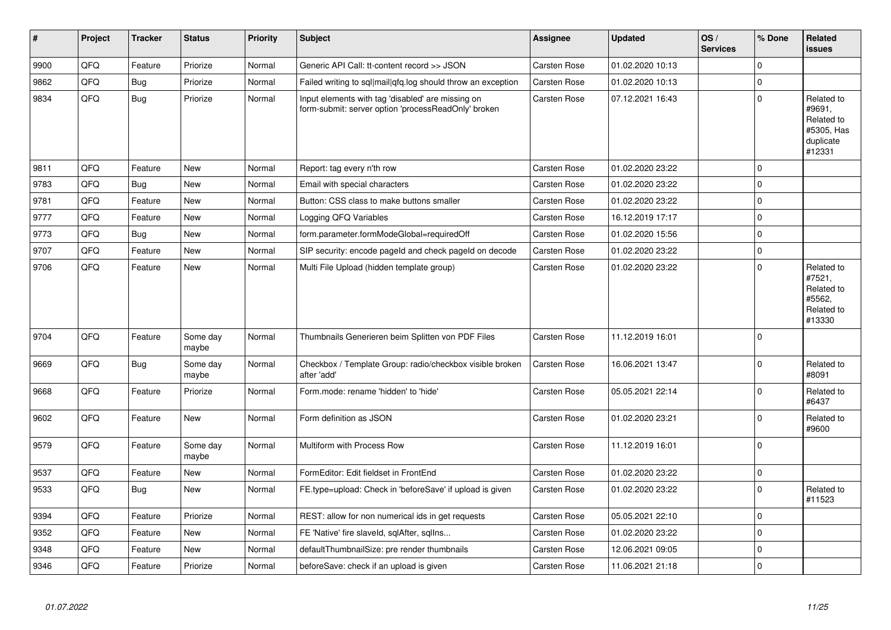| # | Project | Tracker | Status | Priority | Subject | Assignee | Updated | OS / Services | % Done | Related issues |
|---|---|---|---|---|---|---|---|---|---|---|
| 9900 | QFQ | Feature | Priorize | Normal | Generic API Call: tt-content record >> JSON | Carsten Rose | 01.02.2020 10:13 | | 0 | |
| 9862 | QFQ | Bug | Priorize | Normal | Failed writing to sql\|mail\|qfq.log should throw an exception | Carsten Rose | 01.02.2020 10:13 | | 0 | |
| 9834 | QFQ | Bug | Priorize | Normal | Input elements with tag 'disabled' are missing on form-submit: server option 'processReadOnly' broken | Carsten Rose | 07.12.2021 16:43 | | 0 | Related to #9691, Related to #5305, Has duplicate #12331 |
| 9811 | QFQ | Feature | New | Normal | Report: tag every n'th row | Carsten Rose | 01.02.2020 23:22 | | 0 | |
| 9783 | QFQ | Bug | New | Normal | Email with special characters | Carsten Rose | 01.02.2020 23:22 | | 0 | |
| 9781 | QFQ | Feature | New | Normal | Button: CSS class to make buttons smaller | Carsten Rose | 01.02.2020 23:22 | | 0 | |
| 9777 | QFQ | Feature | New | Normal | Logging QFQ Variables | Carsten Rose | 16.12.2019 17:17 | | 0 | |
| 9773 | QFQ | Bug | New | Normal | form.parameter.formModeGlobal=requiredOff | Carsten Rose | 01.02.2020 15:56 | | 0 | |
| 9707 | QFQ | Feature | New | Normal | SIP security: encode pageId and check pageId on decode | Carsten Rose | 01.02.2020 23:22 | | 0 | |
| 9706 | QFQ | Feature | New | Normal | Multi File Upload (hidden template group) | Carsten Rose | 01.02.2020 23:22 | | 0 | Related to #7521, Related to #5562, Related to #13330 |
| 9704 | QFQ | Feature | Some day maybe | Normal | Thumbnails Generieren beim Splitten von PDF Files | Carsten Rose | 11.12.2019 16:01 | | 0 | |
| 9669 | QFQ | Bug | Some day maybe | Normal | Checkbox / Template Group: radio/checkbox visible broken after 'add' | Carsten Rose | 16.06.2021 13:47 | | 0 | Related to #8091 |
| 9668 | QFQ | Feature | Priorize | Normal | Form.mode: rename 'hidden' to 'hide' | Carsten Rose | 05.05.2021 22:14 | | 0 | Related to #6437 |
| 9602 | QFQ | Feature | New | Normal | Form definition as JSON | Carsten Rose | 01.02.2020 23:21 | | 0 | Related to #9600 |
| 9579 | QFQ | Feature | Some day maybe | Normal | Multiform with Process Row | Carsten Rose | 11.12.2019 16:01 | | 0 | |
| 9537 | QFQ | Feature | New | Normal | FormEditor: Edit fieldset in FrontEnd | Carsten Rose | 01.02.2020 23:22 | | 0 | |
| 9533 | QFQ | Bug | New | Normal | FE.type=upload: Check in 'beforeSave' if upload is given | Carsten Rose | 01.02.2020 23:22 | | 0 | Related to #11523 |
| 9394 | QFQ | Feature | Priorize | Normal | REST: allow for non numerical ids in get requests | Carsten Rose | 05.05.2021 22:10 | | 0 | |
| 9352 | QFQ | Feature | New | Normal | FE 'Native' fire slaveId, sqlAfter, sqlIns... | Carsten Rose | 01.02.2020 23:22 | | 0 | |
| 9348 | QFQ | Feature | New | Normal | defaultThumbnailSize: pre render thumbnails | Carsten Rose | 12.06.2021 09:05 | | 0 | |
| 9346 | QFQ | Feature | Priorize | Normal | beforeSave: check if an upload is given | Carsten Rose | 11.06.2021 21:18 | | 0 | |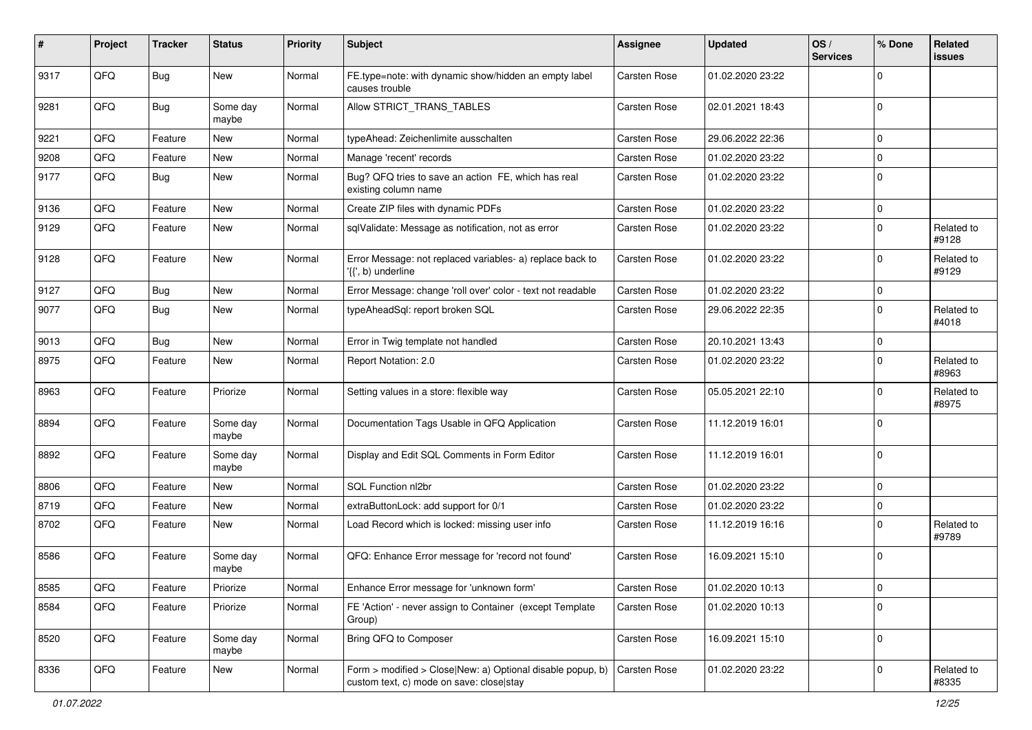| # | Project | Tracker | Status | Priority | Subject | Assignee | Updated | OS / Services | % Done | Related issues |
|---|---|---|---|---|---|---|---|---|---|---|
| 9317 | QFQ | Bug | New | Normal | FE.type=note: with dynamic show/hidden an empty label causes trouble | Carsten Rose | 01.02.2020 23:22 | | 0 | |
| 9281 | QFQ | Bug | Some day maybe | Normal | Allow STRICT_TRANS_TABLES | Carsten Rose | 02.01.2021 18:43 | | 0 | |
| 9221 | QFQ | Feature | New | Normal | typeAhead: Zeichenlimite ausschalten | Carsten Rose | 29.06.2022 22:36 | | 0 | |
| 9208 | QFQ | Feature | New | Normal | Manage 'recent' records | Carsten Rose | 01.02.2020 23:22 | | 0 | |
| 9177 | QFQ | Bug | New | Normal | Bug? QFQ tries to save an action FE, which has real existing column name | Carsten Rose | 01.02.2020 23:22 | | 0 | |
| 9136 | QFQ | Feature | New | Normal | Create ZIP files with dynamic PDFs | Carsten Rose | 01.02.2020 23:22 | | 0 | |
| 9129 | QFQ | Feature | New | Normal | sqlValidate: Message as notification, not as error | Carsten Rose | 01.02.2020 23:22 | | 0 | Related to #9128 |
| 9128 | QFQ | Feature | New | Normal | Error Message: not replaced variables- a) replace back to '{{', b) underline | Carsten Rose | 01.02.2020 23:22 | | 0 | Related to #9129 |
| 9127 | QFQ | Bug | New | Normal | Error Message: change 'roll over' color - text not readable | Carsten Rose | 01.02.2020 23:22 | | 0 | |
| 9077 | QFQ | Bug | New | Normal | typeAheadSql: report broken SQL | Carsten Rose | 29.06.2022 22:35 | | 0 | Related to #4018 |
| 9013 | QFQ | Bug | New | Normal | Error in Twig template not handled | Carsten Rose | 20.10.2021 13:43 | | 0 | |
| 8975 | QFQ | Feature | New | Normal | Report Notation: 2.0 | Carsten Rose | 01.02.2020 23:22 | | 0 | Related to #8963 |
| 8963 | QFQ | Feature | Priorize | Normal | Setting values in a store: flexible way | Carsten Rose | 05.05.2021 22:10 | | 0 | Related to #8975 |
| 8894 | QFQ | Feature | Some day maybe | Normal | Documentation Tags Usable in QFQ Application | Carsten Rose | 11.12.2019 16:01 | | 0 | |
| 8892 | QFQ | Feature | Some day maybe | Normal | Display and Edit SQL Comments in Form Editor | Carsten Rose | 11.12.2019 16:01 | | 0 | |
| 8806 | QFQ | Feature | New | Normal | SQL Function nl2br | Carsten Rose | 01.02.2020 23:22 | | 0 | |
| 8719 | QFQ | Feature | New | Normal | extraButtonLock: add support for 0/1 | Carsten Rose | 01.02.2020 23:22 | | 0 | |
| 8702 | QFQ | Feature | New | Normal | Load Record which is locked: missing user info | Carsten Rose | 11.12.2019 16:16 | | 0 | Related to #9789 |
| 8586 | QFQ | Feature | Some day maybe | Normal | QFQ: Enhance Error message for 'record not found' | Carsten Rose | 16.09.2021 15:10 | | 0 | |
| 8585 | QFQ | Feature | Priorize | Normal | Enhance Error message for 'unknown form' | Carsten Rose | 01.02.2020 10:13 | | 0 | |
| 8584 | QFQ | Feature | Priorize | Normal | FE 'Action' - never assign to Container (except Template Group) | Carsten Rose | 01.02.2020 10:13 | | 0 | |
| 8520 | QFQ | Feature | Some day maybe | Normal | Bring QFQ to Composer | Carsten Rose | 16.09.2021 15:10 | | 0 | |
| 8336 | QFQ | Feature | New | Normal | Form > modified > Close\|New: a) Optional disable popup, b) custom text, c) mode on save: close\|stay | Carsten Rose | 01.02.2020 23:22 | | 0 | Related to #8335 |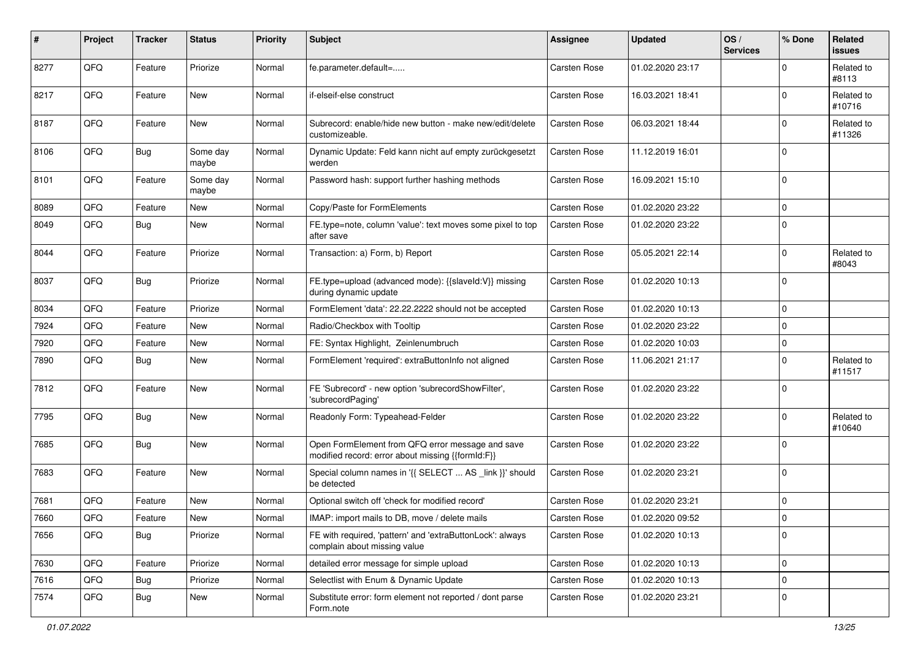| # | Project | Tracker | Status | Priority | Subject | Assignee | Updated | OS / Services | % Done | Related issues |
|---|---|---|---|---|---|---|---|---|---|---|
| 8277 | QFQ | Feature | Priorize | Normal | fe.parameter.default=..... | Carsten Rose | 01.02.2020 23:17 | | 0 | Related to #8113 |
| 8217 | QFQ | Feature | New | Normal | if-elseif-else construct | Carsten Rose | 16.03.2021 18:41 | | 0 | Related to #10716 |
| 8187 | QFQ | Feature | New | Normal | Subrecord: enable/hide new button - make new/edit/delete customizeable. | Carsten Rose | 06.03.2021 18:44 | | 0 | Related to #11326 |
| 8106 | QFQ | Bug | Some day maybe | Normal | Dynamic Update: Feld kann nicht auf empty zurückgesetzt werden | Carsten Rose | 11.12.2019 16:01 | | 0 | |
| 8101 | QFQ | Feature | Some day maybe | Normal | Password hash: support further hashing methods | Carsten Rose | 16.09.2021 15:10 | | 0 | |
| 8089 | QFQ | Feature | New | Normal | Copy/Paste for FormElements | Carsten Rose | 01.02.2020 23:22 | | 0 | |
| 8049 | QFQ | Bug | New | Normal | FE.type=note, column 'value': text moves some pixel to top after save | Carsten Rose | 01.02.2020 23:22 | | 0 | |
| 8044 | QFQ | Feature | Priorize | Normal | Transaction: a) Form, b) Report | Carsten Rose | 05.05.2021 22:14 | | 0 | Related to #8043 |
| 8037 | QFQ | Bug | Priorize | Normal | FE.type=upload (advanced mode): {{slaveId:V}} missing during dynamic update | Carsten Rose | 01.02.2020 10:13 | | 0 | |
| 8034 | QFQ | Feature | Priorize | Normal | FormElement 'data': 22.22.2222 should not be accepted | Carsten Rose | 01.02.2020 10:13 | | 0 | |
| 7924 | QFQ | Feature | New | Normal | Radio/Checkbox with Tooltip | Carsten Rose | 01.02.2020 23:22 | | 0 | |
| 7920 | QFQ | Feature | New | Normal | FE: Syntax Highlight, Zeinlenumbruch | Carsten Rose | 01.02.2020 10:03 | | 0 | |
| 7890 | QFQ | Bug | New | Normal | FormElement 'required': extraButtonInfo not aligned | Carsten Rose | 11.06.2021 21:17 | | 0 | Related to #11517 |
| 7812 | QFQ | Feature | New | Normal | FE 'Subrecord' - new option 'subrecordShowFilter', 'subrecordPaging' | Carsten Rose | 01.02.2020 23:22 | | 0 | |
| 7795 | QFQ | Bug | New | Normal | Readonly Form: Typeahead-Felder | Carsten Rose | 01.02.2020 23:22 | | 0 | Related to #10640 |
| 7685 | QFQ | Bug | New | Normal | Open FormElement from QFQ error message and save modified record: error about missing {{formId:F}} | Carsten Rose | 01.02.2020 23:22 | | 0 | |
| 7683 | QFQ | Feature | New | Normal | Special column names in '{{ SELECT ... AS _link }}' should be detected | Carsten Rose | 01.02.2020 23:21 | | 0 | |
| 7681 | QFQ | Feature | New | Normal | Optional switch off 'check for modified record' | Carsten Rose | 01.02.2020 23:21 | | 0 | |
| 7660 | QFQ | Feature | New | Normal | IMAP: import mails to DB, move / delete mails | Carsten Rose | 01.02.2020 09:52 | | 0 | |
| 7656 | QFQ | Bug | Priorize | Normal | FE with required, 'pattern' and 'extraButtonLock': always complain about missing value | Carsten Rose | 01.02.2020 10:13 | | 0 | |
| 7630 | QFQ | Feature | Priorize | Normal | detailed error message for simple upload | Carsten Rose | 01.02.2020 10:13 | | 0 | |
| 7616 | QFQ | Bug | Priorize | Normal | Selectlist with Enum & Dynamic Update | Carsten Rose | 01.02.2020 10:13 | | 0 | |
| 7574 | QFQ | Bug | New | Normal | Substitute error: form element not reported / dont parse Form.note | Carsten Rose | 01.02.2020 23:21 | | 0 | |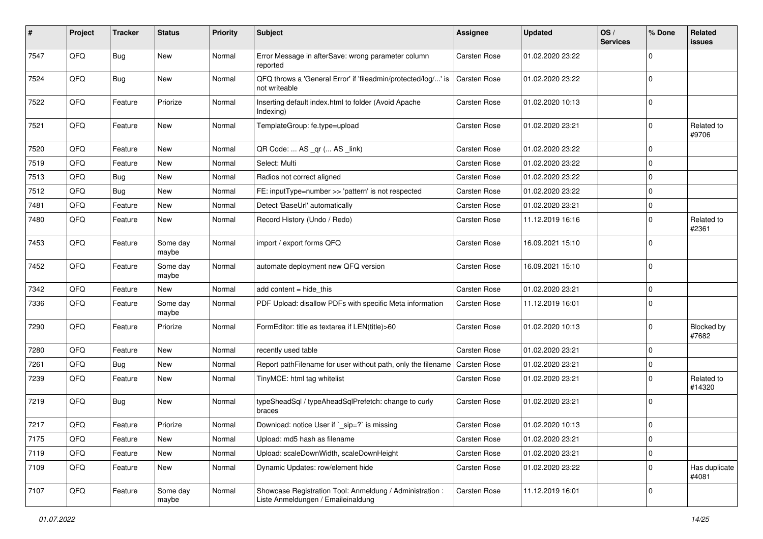| # | Project | Tracker | Status | Priority | Subject | Assignee | Updated | OS / Services | % Done | Related issues |
|---|---|---|---|---|---|---|---|---|---|---|
| 7547 | QFQ | Bug | New | Normal | Error Message in afterSave: wrong parameter column reported | Carsten Rose | 01.02.2020 23:22 | | 0 | |
| 7524 | QFQ | Bug | New | Normal | QFQ throws a 'General Error' if 'fileadmin/protected/log/...' is not writeable | Carsten Rose | 01.02.2020 23:22 | | 0 | |
| 7522 | QFQ | Feature | Priorize | Normal | Inserting default index.html to folder (Avoid Apache Indexing) | Carsten Rose | 01.02.2020 10:13 | | 0 | |
| 7521 | QFQ | Feature | New | Normal | TemplateGroup: fe.type=upload | Carsten Rose | 01.02.2020 23:21 | | 0 | Related to #9706 |
| 7520 | QFQ | Feature | New | Normal | QR Code: ... AS _qr (... AS _link) | Carsten Rose | 01.02.2020 23:22 | | 0 | |
| 7519 | QFQ | Feature | New | Normal | Select: Multi | Carsten Rose | 01.02.2020 23:22 | | 0 | |
| 7513 | QFQ | Bug | New | Normal | Radios not correct aligned | Carsten Rose | 01.02.2020 23:22 | | 0 | |
| 7512 | QFQ | Bug | New | Normal | FE: inputType=number >> 'pattern' is not respected | Carsten Rose | 01.02.2020 23:22 | | 0 | |
| 7481 | QFQ | Feature | New | Normal | Detect 'BaseUrl' automatically | Carsten Rose | 01.02.2020 23:21 | | 0 | |
| 7480 | QFQ | Feature | New | Normal | Record History (Undo / Redo) | Carsten Rose | 11.12.2019 16:16 | | 0 | Related to #2361 |
| 7453 | QFQ | Feature | Some day maybe | Normal | import / export forms QFQ | Carsten Rose | 16.09.2021 15:10 | | 0 | |
| 7452 | QFQ | Feature | Some day maybe | Normal | automate deployment new QFQ version | Carsten Rose | 16.09.2021 15:10 | | 0 | |
| 7342 | QFQ | Feature | New | Normal | add content = hide_this | Carsten Rose | 01.02.2020 23:21 | | 0 | |
| 7336 | QFQ | Feature | Some day maybe | Normal | PDF Upload: disallow PDFs with specific Meta information | Carsten Rose | 11.12.2019 16:01 | | 0 | |
| 7290 | QFQ | Feature | Priorize | Normal | FormEditor: title as textarea if LEN(title)>60 | Carsten Rose | 01.02.2020 10:13 | | 0 | Blocked by #7682 |
| 7280 | QFQ | Feature | New | Normal | recently used table | Carsten Rose | 01.02.2020 23:21 | | 0 | |
| 7261 | QFQ | Bug | New | Normal | Report pathFilename for user without path, only the filename | Carsten Rose | 01.02.2020 23:21 | | 0 | |
| 7239 | QFQ | Feature | New | Normal | TinyMCE: html tag whitelist | Carsten Rose | 01.02.2020 23:21 | | 0 | Related to #14320 |
| 7219 | QFQ | Bug | New | Normal | typeSheadSql / typeAheadSqlPrefetch: change to curly braces | Carsten Rose | 01.02.2020 23:21 | | 0 | |
| 7217 | QFQ | Feature | Priorize | Normal | Download: notice User if `_sip=?` is missing | Carsten Rose | 01.02.2020 10:13 | | 0 | |
| 7175 | QFQ | Feature | New | Normal | Upload: md5 hash as filename | Carsten Rose | 01.02.2020 23:21 | | 0 | |
| 7119 | QFQ | Feature | New | Normal | Upload: scaleDownWidth, scaleDownHeight | Carsten Rose | 01.02.2020 23:21 | | 0 | |
| 7109 | QFQ | Feature | New | Normal | Dynamic Updates: row/element hide | Carsten Rose | 01.02.2020 23:22 | | 0 | Has duplicate #4081 |
| 7107 | QFQ | Feature | Some day maybe | Normal | Showcase Registration Tool: Anmeldung / Administration : Liste Anmeldungen / Emaileinaldung | Carsten Rose | 11.12.2019 16:01 | | 0 | |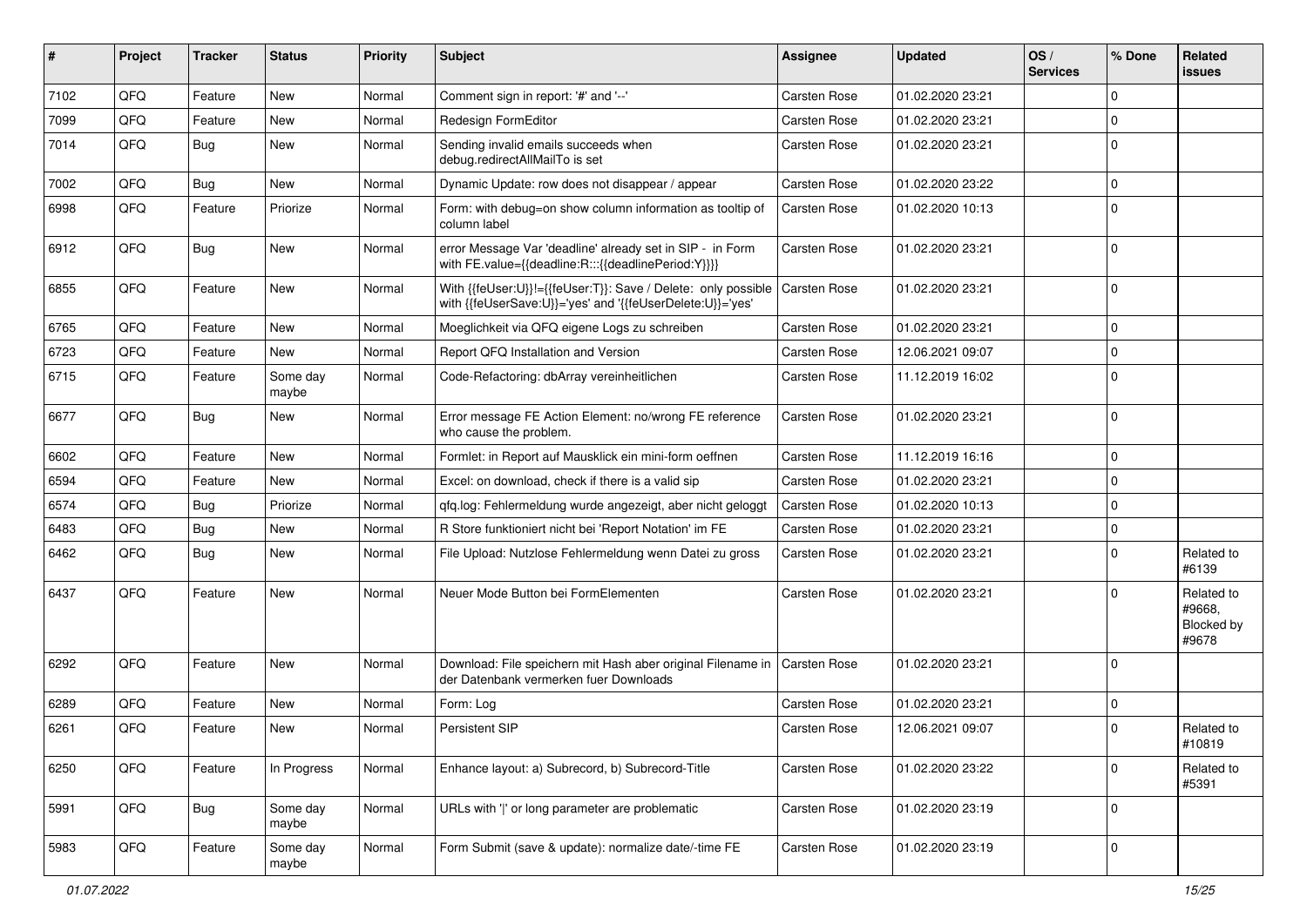| # | Project | Tracker | Status | Priority | Subject | Assignee | Updated | OS / Services | % Done | Related issues |
|---|---|---|---|---|---|---|---|---|---|---|
| 7102 | QFQ | Feature | New | Normal | Comment sign in report: '#' and '--' | Carsten Rose | 01.02.2020 23:21 | | 0 | |
| 7099 | QFQ | Feature | New | Normal | Redesign FormEditor | Carsten Rose | 01.02.2020 23:21 | | 0 | |
| 7014 | QFQ | Bug | New | Normal | Sending invalid emails succeeds when debug.redirectAllMailTo is set | Carsten Rose | 01.02.2020 23:21 | | 0 | |
| 7002 | QFQ | Bug | New | Normal | Dynamic Update: row does not disappear / appear | Carsten Rose | 01.02.2020 23:22 | | 0 | |
| 6998 | QFQ | Feature | Priorize | Normal | Form: with debug=on show column information as tooltip of column label | Carsten Rose | 01.02.2020 10:13 | | 0 | |
| 6912 | QFQ | Bug | New | Normal | error Message Var 'deadline' already set in SIP - in Form with FE.value={{deadline:R:::{{deadlinePeriod:Y}}}} | Carsten Rose | 01.02.2020 23:21 | | 0 | |
| 6855 | QFQ | Feature | New | Normal | With {{feUser:U}}!={{feUser:T}}: Save / Delete: only possible with {{feUserSave:U}}='yes' and '{{feUserDelete:U}}='yes' | Carsten Rose | 01.02.2020 23:21 | | 0 | |
| 6765 | QFQ | Feature | New | Normal | Moeglichkeit via QFQ eigene Logs zu schreiben | Carsten Rose | 01.02.2020 23:21 | | 0 | |
| 6723 | QFQ | Feature | New | Normal | Report QFQ Installation and Version | Carsten Rose | 12.06.2021 09:07 | | 0 | |
| 6715 | QFQ | Feature | Some day maybe | Normal | Code-Refactoring: dbArray vereinheitlichen | Carsten Rose | 11.12.2019 16:02 | | 0 | |
| 6677 | QFQ | Bug | New | Normal | Error message FE Action Element: no/wrong FE reference who cause the problem. | Carsten Rose | 01.02.2020 23:21 | | 0 | |
| 6602 | QFQ | Feature | New | Normal | Formlet: in Report auf Mausklick ein mini-form oeffnen | Carsten Rose | 11.12.2019 16:16 | | 0 | |
| 6594 | QFQ | Feature | New | Normal | Excel: on download, check if there is a valid sip | Carsten Rose | 01.02.2020 23:21 | | 0 | |
| 6574 | QFQ | Bug | Priorize | Normal | qfq.log: Fehlermeldung wurde angezeigt, aber nicht geloggt | Carsten Rose | 01.02.2020 10:13 | | 0 | |
| 6483 | QFQ | Bug | New | Normal | R Store funktioniert nicht bei 'Report Notation' im FE | Carsten Rose | 01.02.2020 23:21 | | 0 | |
| 6462 | QFQ | Bug | New | Normal | File Upload: Nutzlose Fehlermeldung wenn Datei zu gross | Carsten Rose | 01.02.2020 23:21 | | 0 | Related to #6139 |
| 6437 | QFQ | Feature | New | Normal | Neuer Mode Button bei FormElementen | Carsten Rose | 01.02.2020 23:21 | | 0 | Related to #9668, Blocked by #9678 |
| 6292 | QFQ | Feature | New | Normal | Download: File speichern mit Hash aber original Filename in der Datenbank vermerken fuer Downloads | Carsten Rose | 01.02.2020 23:21 | | 0 | |
| 6289 | QFQ | Feature | New | Normal | Form: Log | Carsten Rose | 01.02.2020 23:21 | | 0 | |
| 6261 | QFQ | Feature | New | Normal | Persistent SIP | Carsten Rose | 12.06.2021 09:07 | | 0 | Related to #10819 |
| 6250 | QFQ | Feature | In Progress | Normal | Enhance layout: a) Subrecord, b) Subrecord-Title | Carsten Rose | 01.02.2020 23:22 | | 0 | Related to #5391 |
| 5991 | QFQ | Bug | Some day maybe | Normal | URLs with '\|' or long parameter are problematic | Carsten Rose | 01.02.2020 23:19 | | 0 | |
| 5983 | QFQ | Feature | Some day maybe | Normal | Form Submit (save & update): normalize date/-time FE | Carsten Rose | 01.02.2020 23:19 | | 0 | |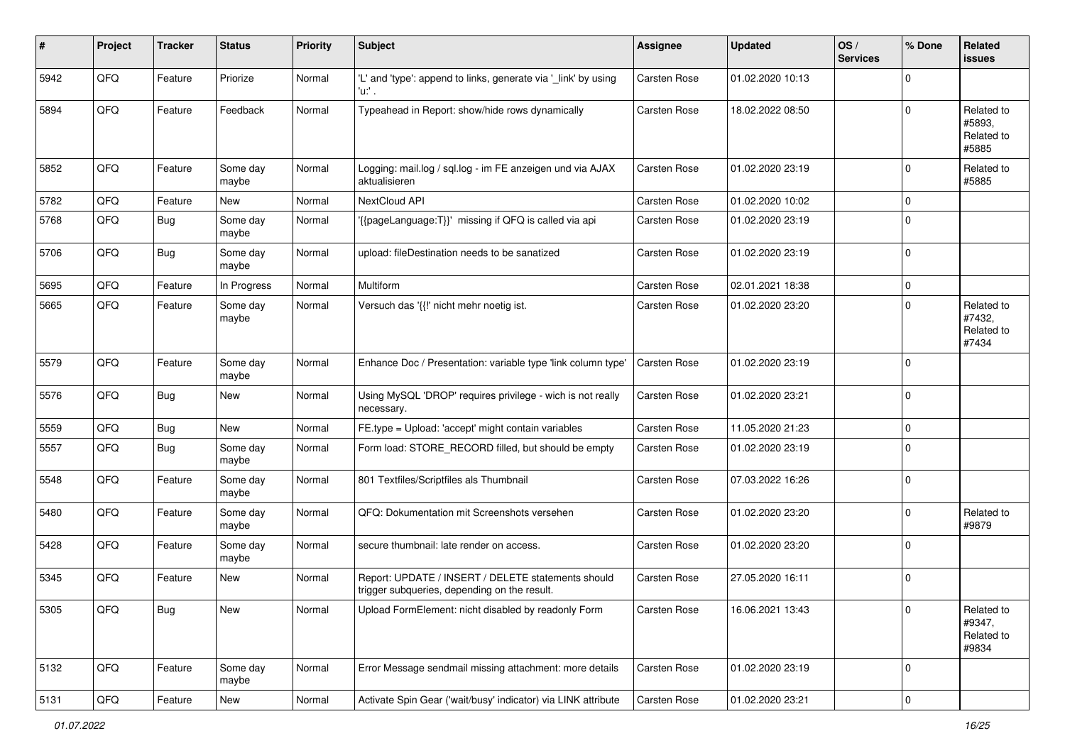| # | Project | Tracker | Status | Priority | Subject | Assignee | Updated | OS / Services | % Done | Related issues |
|---|---|---|---|---|---|---|---|---|---|---|
| 5942 | QFQ | Feature | Priorize | Normal | 'L' and 'type': append to links, generate via '_link' by using 'u:' . | Carsten Rose | 01.02.2020 10:13 | | 0 | |
| 5894 | QFQ | Feature | Feedback | Normal | Typeahead in Report: show/hide rows dynamically | Carsten Rose | 18.02.2022 08:50 | | 0 | Related to #5893, Related to #5885 |
| 5852 | QFQ | Feature | Some day maybe | Normal | Logging: mail.log / sql.log - im FE anzeigen und via AJAX aktualisieren | Carsten Rose | 01.02.2020 23:19 | | 0 | Related to #5885 |
| 5782 | QFQ | Feature | New | Normal | NextCloud API | Carsten Rose | 01.02.2020 10:02 | | 0 | |
| 5768 | QFQ | Bug | Some day maybe | Normal | '{{pageLanguage:T}}' missing if QFQ is called via api | Carsten Rose | 01.02.2020 23:19 | | 0 | |
| 5706 | QFQ | Bug | Some day maybe | Normal | upload: fileDestination needs to be sanatized | Carsten Rose | 01.02.2020 23:19 | | 0 | |
| 5695 | QFQ | Feature | In Progress | Normal | Multiform | Carsten Rose | 02.01.2021 18:38 | | 0 | |
| 5665 | QFQ | Feature | Some day maybe | Normal | Versuch das '{{!' nicht mehr noetig ist. | Carsten Rose | 01.02.2020 23:20 | | 0 | Related to #7432, Related to #7434 |
| 5579 | QFQ | Feature | Some day maybe | Normal | Enhance Doc / Presentation: variable type 'link column type' | Carsten Rose | 01.02.2020 23:19 | | 0 | |
| 5576 | QFQ | Bug | New | Normal | Using MySQL 'DROP' requires privilege - wich is not really necessary. | Carsten Rose | 01.02.2020 23:21 | | 0 | |
| 5559 | QFQ | Bug | New | Normal | FE.type = Upload: 'accept' might contain variables | Carsten Rose | 11.05.2020 21:23 | | 0 | |
| 5557 | QFQ | Bug | Some day maybe | Normal | Form load: STORE_RECORD filled, but should be empty | Carsten Rose | 01.02.2020 23:19 | | 0 | |
| 5548 | QFQ | Feature | Some day maybe | Normal | 801 Textfiles/Scriptfiles als Thumbnail | Carsten Rose | 07.03.2022 16:26 | | 0 | |
| 5480 | QFQ | Feature | Some day maybe | Normal | QFQ: Dokumentation mit Screenshots versehen | Carsten Rose | 01.02.2020 23:20 | | 0 | Related to #9879 |
| 5428 | QFQ | Feature | Some day maybe | Normal | secure thumbnail: late render on access. | Carsten Rose | 01.02.2020 23:20 | | 0 | |
| 5345 | QFQ | Feature | New | Normal | Report: UPDATE / INSERT / DELETE statements should trigger subqueries, depending on the result. | Carsten Rose | 27.05.2020 16:11 | | 0 | |
| 5305 | QFQ | Bug | New | Normal | Upload FormElement: nicht disabled by readonly Form | Carsten Rose | 16.06.2021 13:43 | | 0 | Related to #9347, Related to #9834 |
| 5132 | QFQ | Feature | Some day maybe | Normal | Error Message sendmail missing attachment: more details | Carsten Rose | 01.02.2020 23:19 | | 0 | |
| 5131 | QFQ | Feature | New | Normal | Activate Spin Gear ('wait/busy' indicator) via LINK attribute | Carsten Rose | 01.02.2020 23:21 | | 0 | |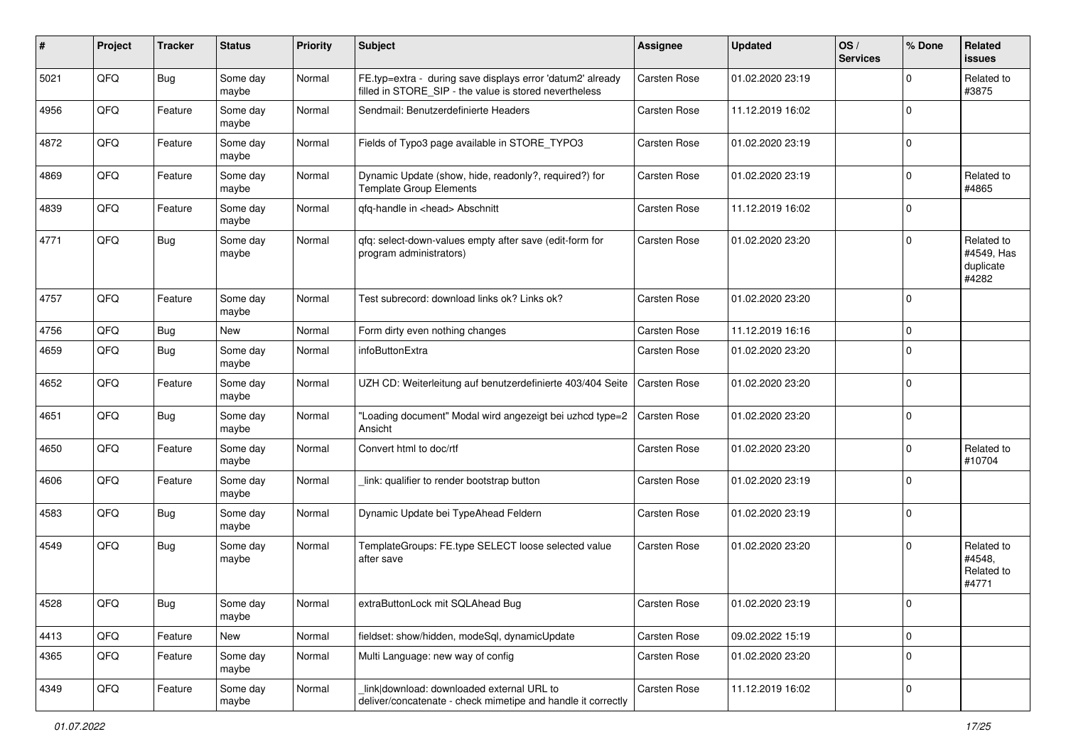| # | Project | Tracker | Status | Priority | Subject | Assignee | Updated | OS / Services | % Done | Related issues |
|---|---|---|---|---|---|---|---|---|---|---|
| 5021 | QFQ | Bug | Some day maybe | Normal | FE.typ=extra - during save displays error 'datum2' already filled in STORE_SIP - the value is stored nevertheless | Carsten Rose | 01.02.2020 23:19 | | 0 | Related to #3875 |
| 4956 | QFQ | Feature | Some day maybe | Normal | Sendmail: Benutzerdefinierte Headers | Carsten Rose | 11.12.2019 16:02 | | 0 | |
| 4872 | QFQ | Feature | Some day maybe | Normal | Fields of Typo3 page available in STORE_TYPO3 | Carsten Rose | 01.02.2020 23:19 | | 0 | |
| 4869 | QFQ | Feature | Some day maybe | Normal | Dynamic Update (show, hide, readonly?, required?) for Template Group Elements | Carsten Rose | 01.02.2020 23:19 | | 0 | Related to #4865 |
| 4839 | QFQ | Feature | Some day maybe | Normal | qfq-handle in <head> Abschnitt | Carsten Rose | 11.12.2019 16:02 | | 0 | |
| 4771 | QFQ | Bug | Some day maybe | Normal | qfq: select-down-values empty after save (edit-form for program administrators) | Carsten Rose | 01.02.2020 23:20 | | 0 | Related to #4549, Has duplicate #4282 |
| 4757 | QFQ | Feature | Some day maybe | Normal | Test subrecord: download links ok? Links ok? | Carsten Rose | 01.02.2020 23:20 | | 0 | |
| 4756 | QFQ | Bug | New | Normal | Form dirty even nothing changes | Carsten Rose | 11.12.2019 16:16 | | 0 | |
| 4659 | QFQ | Bug | Some day maybe | Normal | infoButtonExtra | Carsten Rose | 01.02.2020 23:20 | | 0 | |
| 4652 | QFQ | Feature | Some day maybe | Normal | UZH CD: Weiterleitung auf benutzerdefinierte 403/404 Seite | Carsten Rose | 01.02.2020 23:20 | | 0 | |
| 4651 | QFQ | Bug | Some day maybe | Normal | "Loading document" Modal wird angezeigt bei uzhcd type=2 Ansicht | Carsten Rose | 01.02.2020 23:20 | | 0 | |
| 4650 | QFQ | Feature | Some day maybe | Normal | Convert html to doc/rtf | Carsten Rose | 01.02.2020 23:20 | | 0 | Related to #10704 |
| 4606 | QFQ | Feature | Some day maybe | Normal | _link: qualifier to render bootstrap button | Carsten Rose | 01.02.2020 23:19 | | 0 | |
| 4583 | QFQ | Bug | Some day maybe | Normal | Dynamic Update bei TypeAhead Feldern | Carsten Rose | 01.02.2020 23:19 | | 0 | |
| 4549 | QFQ | Bug | Some day maybe | Normal | TemplateGroups: FE.type SELECT loose selected value after save | Carsten Rose | 01.02.2020 23:20 | | 0 | Related to #4548, Related to #4771 |
| 4528 | QFQ | Bug | Some day maybe | Normal | extraButtonLock mit SQLAhead Bug | Carsten Rose | 01.02.2020 23:19 | | 0 | |
| 4413 | QFQ | Feature | New | Normal | fieldset: show/hidden, modeSql, dynamicUpdate | Carsten Rose | 09.02.2022 15:19 | | 0 | |
| 4365 | QFQ | Feature | Some day maybe | Normal | Multi Language: new way of config | Carsten Rose | 01.02.2020 23:20 | | 0 | |
| 4349 | QFQ | Feature | Some day maybe | Normal | _link\|download: downloaded external URL to deliver/concatenate - check mimetipe and handle it correctly | Carsten Rose | 11.12.2019 16:02 | | 0 | |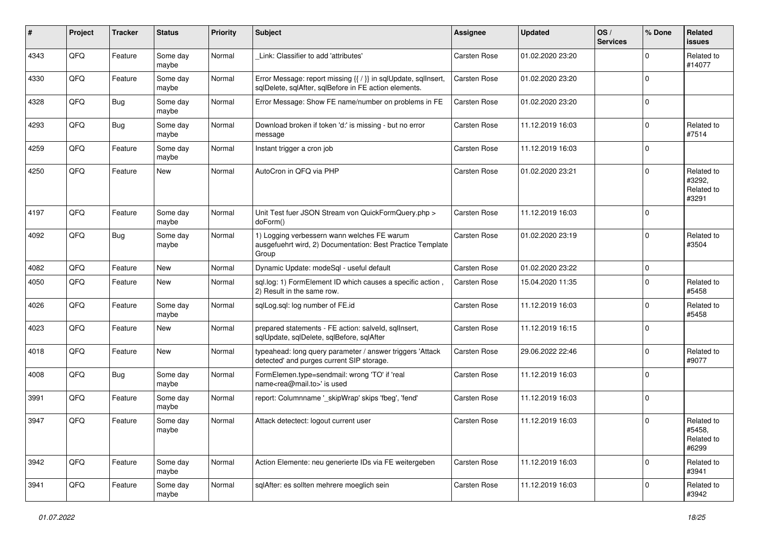| # | Project | Tracker | Status | Priority | Subject | Assignee | Updated | OS / Services | % Done | Related issues |
|---|---|---|---|---|---|---|---|---|---|---|
| 4343 | QFQ | Feature | Some day maybe | Normal | _Link: Classifier to add 'attributes' | Carsten Rose | 01.02.2020 23:20 | | 0 | Related to #14077 |
| 4330 | QFQ | Feature | Some day maybe | Normal | Error Message: report missing {{ / }} in sqlUpdate, sqlInsert, sqlDelete, sqlAfter, sqlBefore in FE action elements. | Carsten Rose | 01.02.2020 23:20 | | 0 | |
| 4328 | QFQ | Bug | Some day maybe | Normal | Error Message: Show FE name/number on problems in FE | Carsten Rose | 01.02.2020 23:20 | | 0 | |
| 4293 | QFQ | Bug | Some day maybe | Normal | Download broken if token 'd:' is missing - but no error message | Carsten Rose | 11.12.2019 16:03 | | 0 | Related to #7514 |
| 4259 | QFQ | Feature | Some day maybe | Normal | Instant trigger a cron job | Carsten Rose | 11.12.2019 16:03 | | 0 | |
| 4250 | QFQ | Feature | New | Normal | AutoCron in QFQ via PHP | Carsten Rose | 01.02.2020 23:21 | | 0 | Related to #3292, Related to #3291 |
| 4197 | QFQ | Feature | Some day maybe | Normal | Unit Test fuer JSON Stream von QuickFormQuery.php > doForm() | Carsten Rose | 11.12.2019 16:03 | | 0 | |
| 4092 | QFQ | Bug | Some day maybe | Normal | 1) Logging verbessern wann welches FE warum ausgefuehrt wird, 2) Documentation: Best Practice Template Group | Carsten Rose | 01.02.2020 23:19 | | 0 | Related to #3504 |
| 4082 | QFQ | Feature | New | Normal | Dynamic Update: modeSql - useful default | Carsten Rose | 01.02.2020 23:22 | | 0 | |
| 4050 | QFQ | Feature | New | Normal | sql.log: 1) FormElement ID which causes a specific action , 2) Result in the same row. | Carsten Rose | 15.04.2020 11:35 | | 0 | Related to #5458 |
| 4026 | QFQ | Feature | Some day maybe | Normal | sqlLog.sql: log number of FE.id | Carsten Rose | 11.12.2019 16:03 | | 0 | Related to #5458 |
| 4023 | QFQ | Feature | New | Normal | prepared statements - FE action: salveld, sqlInsert, sqlUpdate, sqlDelete, sqlBefore, sqlAfter | Carsten Rose | 11.12.2019 16:15 | | 0 | |
| 4018 | QFQ | Feature | New | Normal | typeahead: long query parameter / answer triggers 'Attack detected' and purges current SIP storage. | Carsten Rose | 29.06.2022 22:46 | | 0 | Related to #9077 |
| 4008 | QFQ | Bug | Some day maybe | Normal | FormElemen.type=sendmail: wrong 'TO' if 'real name<rea@mail.to>' is used | Carsten Rose | 11.12.2019 16:03 | | 0 | |
| 3991 | QFQ | Feature | Some day maybe | Normal | report: Columnname '_skipWrap' skips 'fbeg', 'fend' | Carsten Rose | 11.12.2019 16:03 | | 0 | |
| 3947 | QFQ | Feature | Some day maybe | Normal | Attack detectect: logout current user | Carsten Rose | 11.12.2019 16:03 | | 0 | Related to #5458, Related to #6299 |
| 3942 | QFQ | Feature | Some day maybe | Normal | Action Elemente: neu generierte IDs via FE weitergeben | Carsten Rose | 11.12.2019 16:03 | | 0 | Related to #3941 |
| 3941 | QFQ | Feature | Some day maybe | Normal | sqlAfter: es sollten mehrere moeglich sein | Carsten Rose | 11.12.2019 16:03 | | 0 | Related to #3942 |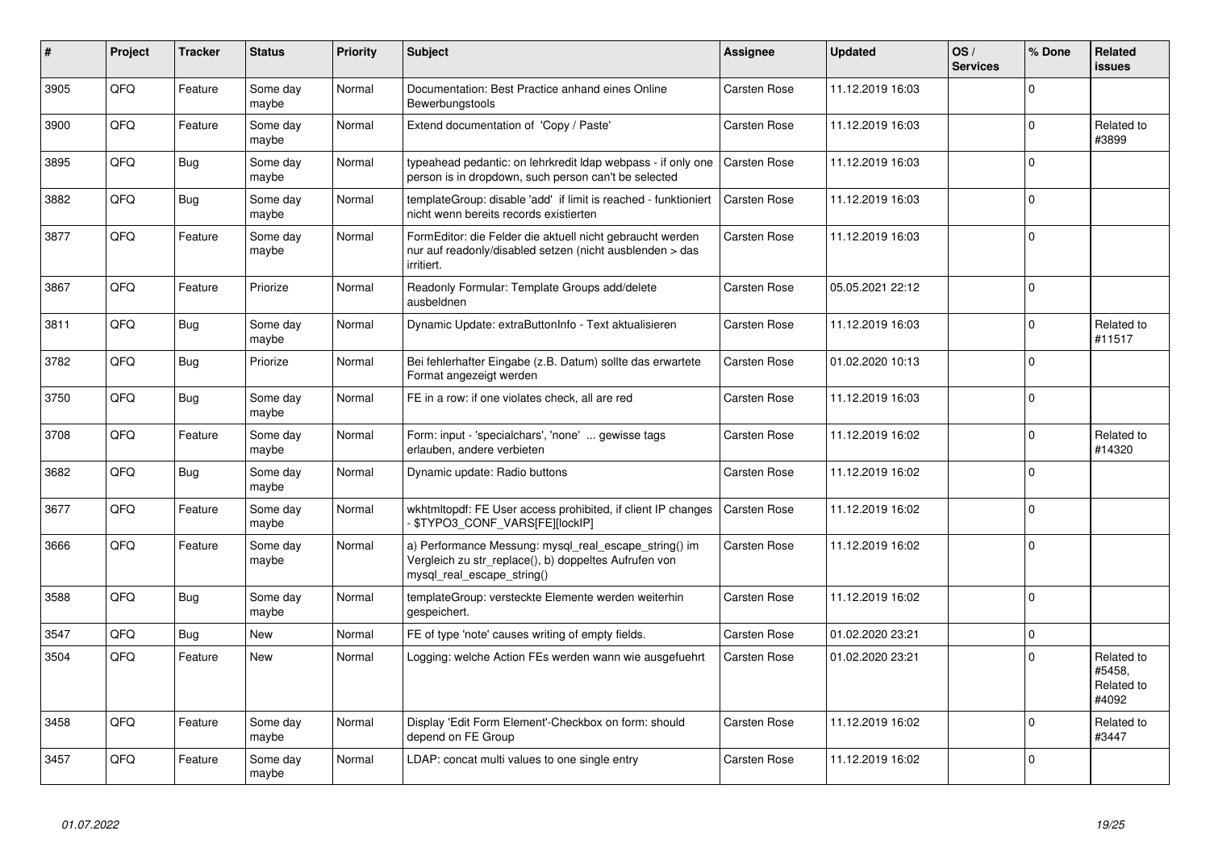| # | Project | Tracker | Status | Priority | Subject | Assignee | Updated | OS / Services | % Done | Related issues |
|---|---|---|---|---|---|---|---|---|---|---|
| 3905 | QFQ | Feature | Some day maybe | Normal | Documentation: Best Practice anhand eines Online Bewerbungstools | Carsten Rose | 11.12.2019 16:03 | | 0 | |
| 3900 | QFQ | Feature | Some day maybe | Normal | Extend documentation of 'Copy / Paste' | Carsten Rose | 11.12.2019 16:03 | | 0 | Related to #3899 |
| 3895 | QFQ | Bug | Some day maybe | Normal | typeahead pedantic: on lehrkredit ldap webpass - if only one person is in dropdown, such person can't be selected | Carsten Rose | 11.12.2019 16:03 | | 0 | |
| 3882 | QFQ | Bug | Some day maybe | Normal | templateGroup: disable 'add' if limit is reached - funktioniert nicht wenn bereits records existierten | Carsten Rose | 11.12.2019 16:03 | | 0 | |
| 3877 | QFQ | Feature | Some day maybe | Normal | FormEditor: die Felder die aktuell nicht gebraucht werden nur auf readonly/disabled setzen (nicht ausblenden > das irritiert. | Carsten Rose | 11.12.2019 16:03 | | 0 | |
| 3867 | QFQ | Feature | Priorize | Normal | Readonly Formular: Template Groups add/delete ausbeldnen | Carsten Rose | 05.05.2021 22:12 | | 0 | |
| 3811 | QFQ | Bug | Some day maybe | Normal | Dynamic Update: extraButtonInfo - Text aktualisieren | Carsten Rose | 11.12.2019 16:03 | | 0 | Related to #11517 |
| 3782 | QFQ | Bug | Priorize | Normal | Bei fehlerhafter Eingabe (z.B. Datum) sollte das erwartete Format angezeigt werden | Carsten Rose | 01.02.2020 10:13 | | 0 | |
| 3750 | QFQ | Bug | Some day maybe | Normal | FE in a row: if one violates check, all are red | Carsten Rose | 11.12.2019 16:03 | | 0 | |
| 3708 | QFQ | Feature | Some day maybe | Normal | Form: input - 'specialchars', 'none' ... gewisse tags erlauben, andere verbieten | Carsten Rose | 11.12.2019 16:02 | | 0 | Related to #14320 |
| 3682 | QFQ | Bug | Some day maybe | Normal | Dynamic update: Radio buttons | Carsten Rose | 11.12.2019 16:02 | | 0 | |
| 3677 | QFQ | Feature | Some day maybe | Normal | wkhtmltopdf: FE User access prohibited, if client IP changes - $TYPO3_CONF_VARS[FE][lockIP] | Carsten Rose | 11.12.2019 16:02 | | 0 | |
| 3666 | QFQ | Feature | Some day maybe | Normal | a) Performance Messung: mysql_real_escape_string() im Vergleich zu str_replace(), b) doppeltes Aufrufen von mysql_real_escape_string() | Carsten Rose | 11.12.2019 16:02 | | 0 | |
| 3588 | QFQ | Bug | Some day maybe | Normal | templateGroup: versteckte Elemente werden weiterhin gespeichert. | Carsten Rose | 11.12.2019 16:02 | | 0 | |
| 3547 | QFQ | Bug | New | Normal | FE of type 'note' causes writing of empty fields. | Carsten Rose | 01.02.2020 23:21 | | 0 | |
| 3504 | QFQ | Feature | New | Normal | Logging: welche Action FEs werden wann wie ausgefuehrt | Carsten Rose | 01.02.2020 23:21 | | 0 | Related to #5458, Related to #4092 |
| 3458 | QFQ | Feature | Some day maybe | Normal | Display 'Edit Form Element'-Checkbox on form: should depend on FE Group | Carsten Rose | 11.12.2019 16:02 | | 0 | Related to #3447 |
| 3457 | QFQ | Feature | Some day maybe | Normal | LDAP: concat multi values to one single entry | Carsten Rose | 11.12.2019 16:02 | | 0 | |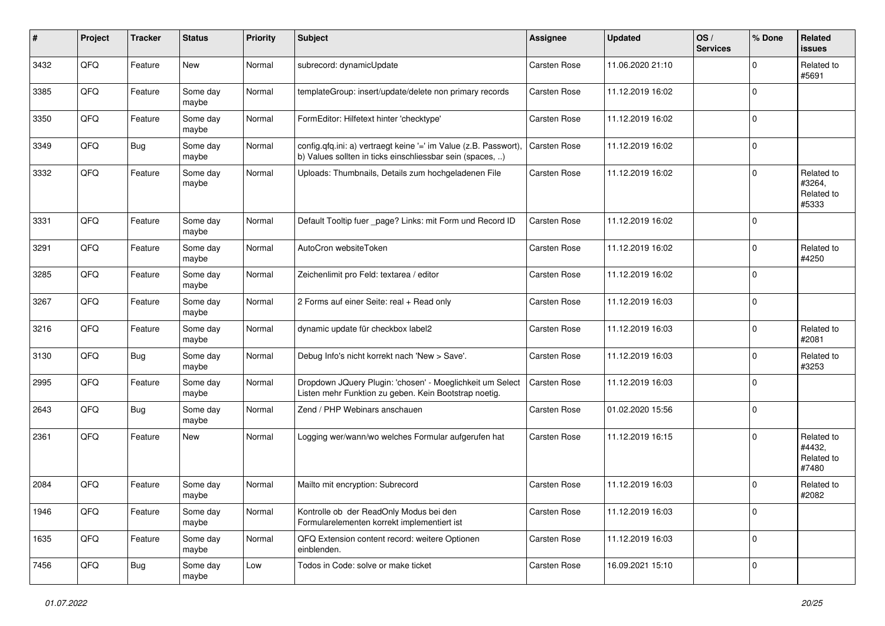| # | Project | Tracker | Status | Priority | Subject | Assignee | Updated | OS / Services | % Done | Related issues |
|---|---|---|---|---|---|---|---|---|---|---|
| 3432 | QFQ | Feature | New | Normal | subrecord: dynamicUpdate | Carsten Rose | 11.06.2020 21:10 | | 0 | Related to #5691 |
| 3385 | QFQ | Feature | Some day maybe | Normal | templateGroup: insert/update/delete non primary records | Carsten Rose | 11.12.2019 16:02 | | 0 | |
| 3350 | QFQ | Feature | Some day maybe | Normal | FormEditor: Hilfetext hinter 'checktype' | Carsten Rose | 11.12.2019 16:02 | | 0 | |
| 3349 | QFQ | Bug | Some day maybe | Normal | config.qfq.ini: a) vertraegt keine '=' im Value (z.B. Passwort), b) Values sollten in ticks einschliessbar sein (spaces, ..) | Carsten Rose | 11.12.2019 16:02 | | 0 | |
| 3332 | QFQ | Feature | Some day maybe | Normal | Uploads: Thumbnails, Details zum hochgeladenen File | Carsten Rose | 11.12.2019 16:02 | | 0 | Related to #3264, Related to #5333 |
| 3331 | QFQ | Feature | Some day maybe | Normal | Default Tooltip fuer _page? Links: mit Form und Record ID | Carsten Rose | 11.12.2019 16:02 | | 0 | |
| 3291 | QFQ | Feature | Some day maybe | Normal | AutoCron websiteToken | Carsten Rose | 11.12.2019 16:02 | | 0 | Related to #4250 |
| 3285 | QFQ | Feature | Some day maybe | Normal | Zeichenlimit pro Feld: textarea / editor | Carsten Rose | 11.12.2019 16:02 | | 0 | |
| 3267 | QFQ | Feature | Some day maybe | Normal | 2 Forms auf einer Seite: real + Read only | Carsten Rose | 11.12.2019 16:03 | | 0 | |
| 3216 | QFQ | Feature | Some day maybe | Normal | dynamic update für checkbox label2 | Carsten Rose | 11.12.2019 16:03 | | 0 | Related to #2081 |
| 3130 | QFQ | Bug | Some day maybe | Normal | Debug Info's nicht korrekt nach 'New > Save'. | Carsten Rose | 11.12.2019 16:03 | | 0 | Related to #3253 |
| 2995 | QFQ | Feature | Some day maybe | Normal | Dropdown JQuery Plugin: 'chosen' - Moeglichkeit um Select Listen mehr Funktion zu geben. Kein Bootstrap noetig. | Carsten Rose | 11.12.2019 16:03 | | 0 | |
| 2643 | QFQ | Bug | Some day maybe | Normal | Zend / PHP Webinars anschauen | Carsten Rose | 01.02.2020 15:56 | | 0 | |
| 2361 | QFQ | Feature | New | Normal | Logging wer/wann/wo welches Formular aufgerufen hat | Carsten Rose | 11.12.2019 16:15 | | 0 | Related to #4432, Related to #7480 |
| 2084 | QFQ | Feature | Some day maybe | Normal | Mailto mit encryption: Subrecord | Carsten Rose | 11.12.2019 16:03 | | 0 | Related to #2082 |
| 1946 | QFQ | Feature | Some day maybe | Normal | Kontrolle ob der ReadOnly Modus bei den Formularelementen korrekt implementiert ist | Carsten Rose | 11.12.2019 16:03 | | 0 | |
| 1635 | QFQ | Feature | Some day maybe | Normal | QFQ Extension content record: weitere Optionen einblenden. | Carsten Rose | 11.12.2019 16:03 | | 0 | |
| 7456 | QFQ | Bug | Some day maybe | Low | Todos in Code: solve or make ticket | Carsten Rose | 16.09.2021 15:10 | | 0 | |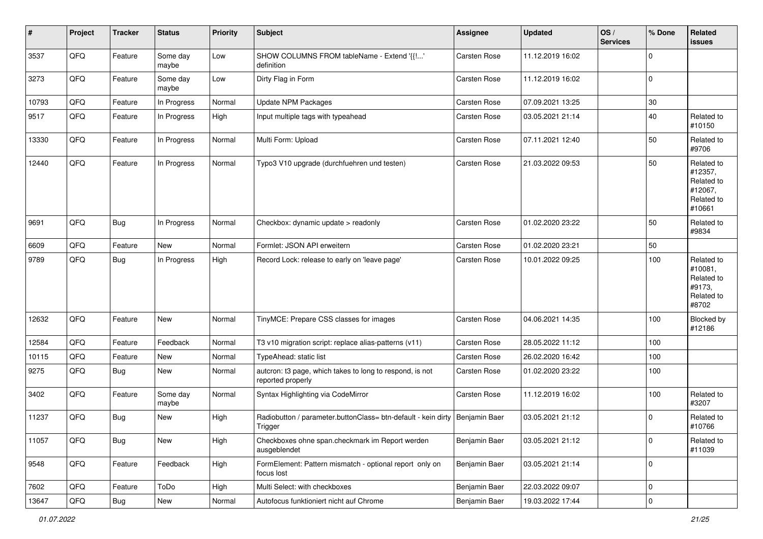| # | Project | Tracker | Status | Priority | Subject | Assignee | Updated | OS / Services | % Done | Related issues |
|---|---|---|---|---|---|---|---|---|---|---|
| 3537 | QFQ | Feature | Some day maybe | Low | SHOW COLUMNS FROM tableName - Extend '{{!...' definition | Carsten Rose | 11.12.2019 16:02 | | 0 | |
| 3273 | QFQ | Feature | Some day maybe | Low | Dirty Flag in Form | Carsten Rose | 11.12.2019 16:02 | | 0 | |
| 10793 | QFQ | Feature | In Progress | Normal | Update NPM Packages | Carsten Rose | 07.09.2021 13:25 | | 30 | |
| 9517 | QFQ | Feature | In Progress | High | Input multiple tags with typeahead | Carsten Rose | 03.05.2021 21:14 | | 40 | Related to #10150 |
| 13330 | QFQ | Feature | In Progress | Normal | Multi Form: Upload | Carsten Rose | 07.11.2021 12:40 | | 50 | Related to #9706 |
| 12440 | QFQ | Feature | In Progress | Normal | Typo3 V10 upgrade (durchfuehren und testen) | Carsten Rose | 21.03.2022 09:53 | | 50 | Related to #12357, Related to #12067, Related to #10661 |
| 9691 | QFQ | Bug | In Progress | Normal | Checkbox: dynamic update > readonly | Carsten Rose | 01.02.2020 23:22 | | 50 | Related to #9834 |
| 6609 | QFQ | Feature | New | Normal | Formlet: JSON API erweitern | Carsten Rose | 01.02.2020 23:21 | | 50 | |
| 9789 | QFQ | Bug | In Progress | High | Record Lock: release to early on 'leave page' | Carsten Rose | 10.01.2022 09:25 | | 100 | Related to #10081, Related to #9173, Related to #8702 |
| 12632 | QFQ | Feature | New | Normal | TinyMCE: Prepare CSS classes for images | Carsten Rose | 04.06.2021 14:35 | | 100 | Blocked by #12186 |
| 12584 | QFQ | Feature | Feedback | Normal | T3 v10 migration script: replace alias-patterns (v11) | Carsten Rose | 28.05.2022 11:12 | | 100 | |
| 10115 | QFQ | Feature | New | Normal | TypeAhead: static list | Carsten Rose | 26.02.2020 16:42 | | 100 | |
| 9275 | QFQ | Bug | New | Normal | autcron: t3 page, which takes to long to respond, is not reported properly | Carsten Rose | 01.02.2020 23:22 | | 100 | |
| 3402 | QFQ | Feature | Some day maybe | Normal | Syntax Highlighting via CodeMirror | Carsten Rose | 11.12.2019 16:02 | | 100 | Related to #3207 |
| 11237 | QFQ | Bug | New | High | Radiobutton / parameter.buttonClass= btn-default - kein dirty Trigger | Benjamin Baer | 03.05.2021 21:12 | | 0 | Related to #10766 |
| 11057 | QFQ | Bug | New | High | Checkboxes ohne span.checkmark im Report werden ausgeblendet | Benjamin Baer | 03.05.2021 21:12 | | 0 | Related to #11039 |
| 9548 | QFQ | Feature | Feedback | High | FormElement: Pattern mismatch - optional report only on focus lost | Benjamin Baer | 03.05.2021 21:14 | | 0 | |
| 7602 | QFQ | Feature | ToDo | High | Multi Select: with checkboxes | Benjamin Baer | 22.03.2022 09:07 | | 0 | |
| 13647 | QFQ | Bug | New | Normal | Autofocus funktioniert nicht auf Chrome | Benjamin Baer | 19.03.2022 17:44 | | 0 | |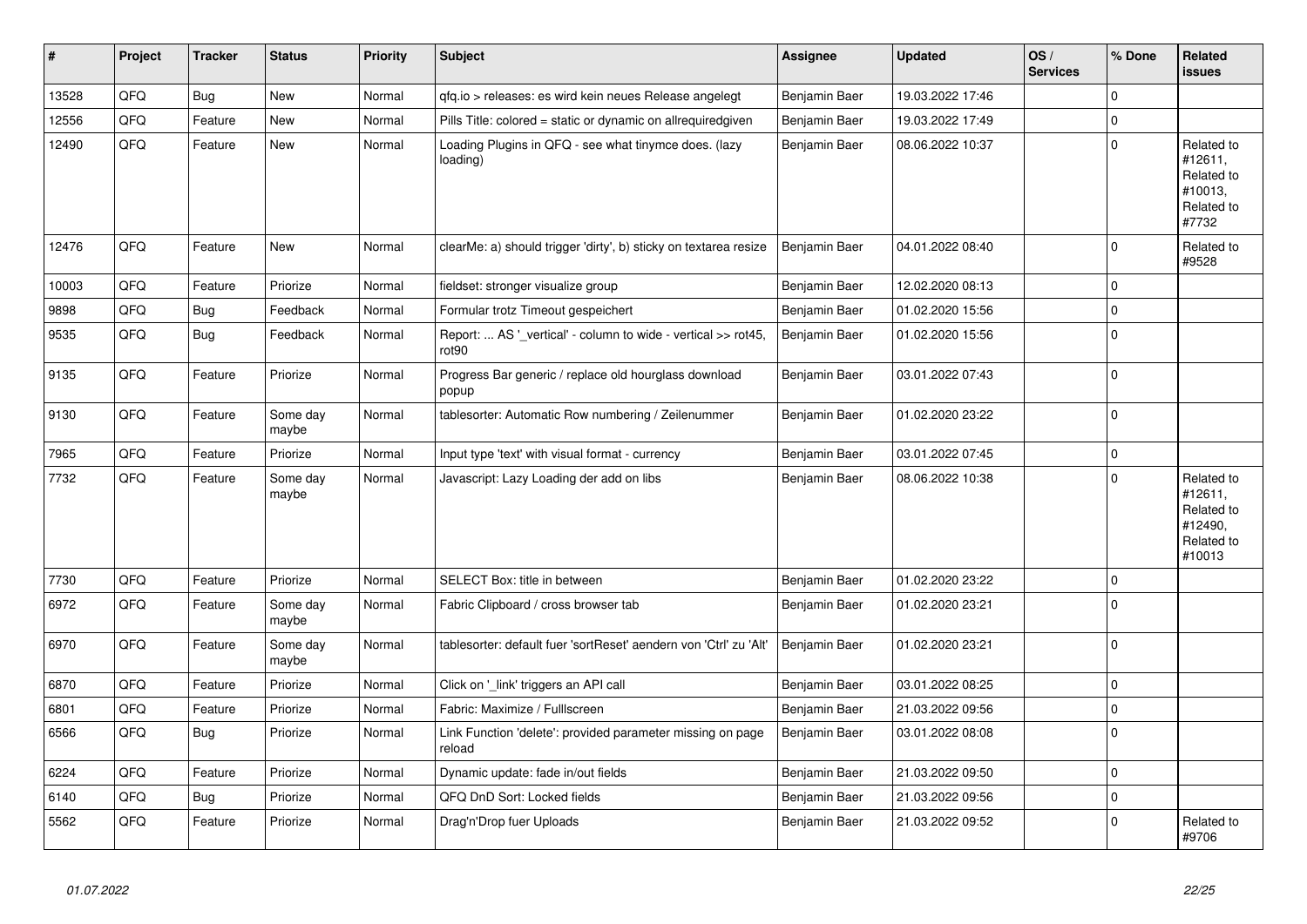| # | Project | Tracker | Status | Priority | Subject | Assignee | Updated | OS / Services | % Done | Related issues |
|---|---|---|---|---|---|---|---|---|---|---|
| 13528 | QFQ | Bug | New | Normal | qfq.io > releases: es wird kein neues Release angelegt | Benjamin Baer | 19.03.2022 17:46 | | 0 | |
| 12556 | QFQ | Feature | New | Normal | Pills Title: colored = static or dynamic on allrequiredgiven | Benjamin Baer | 19.03.2022 17:49 | | 0 | |
| 12490 | QFQ | Feature | New | Normal | Loading Plugins in QFQ - see what tinymce does. (lazy loading) | Benjamin Baer | 08.06.2022 10:37 | | 0 | Related to #12611, Related to #10013, Related to #7732 |
| 12476 | QFQ | Feature | New | Normal | clearMe: a) should trigger 'dirty', b) sticky on textarea resize | Benjamin Baer | 04.01.2022 08:40 | | 0 | Related to #9528 |
| 10003 | QFQ | Feature | Priorize | Normal | fieldset: stronger visualize group | Benjamin Baer | 12.02.2020 08:13 | | 0 | |
| 9898 | QFQ | Bug | Feedback | Normal | Formular trotz Timeout gespeichert | Benjamin Baer | 01.02.2020 15:56 | | 0 | |
| 9535 | QFQ | Bug | Feedback | Normal | Report: ... AS '_vertical' - column to wide - vertical >> rot45, rot90 | Benjamin Baer | 01.02.2020 15:56 | | 0 | |
| 9135 | QFQ | Feature | Priorize | Normal | Progress Bar generic / replace old hourglass download popup | Benjamin Baer | 03.01.2022 07:43 | | 0 | |
| 9130 | QFQ | Feature | Some day maybe | Normal | tablesorter: Automatic Row numbering / Zeilenummer | Benjamin Baer | 01.02.2020 23:22 | | 0 | |
| 7965 | QFQ | Feature | Priorize | Normal | Input type 'text' with visual format - currency | Benjamin Baer | 03.01.2022 07:45 | | 0 | |
| 7732 | QFQ | Feature | Some day maybe | Normal | Javascript: Lazy Loading der add on libs | Benjamin Baer | 08.06.2022 10:38 | | 0 | Related to #12611, Related to #12490, Related to #10013 |
| 7730 | QFQ | Feature | Priorize | Normal | SELECT Box: title in between | Benjamin Baer | 01.02.2020 23:22 | | 0 | |
| 6972 | QFQ | Feature | Some day maybe | Normal | Fabric Clipboard / cross browser tab | Benjamin Baer | 01.02.2020 23:21 | | 0 | |
| 6970 | QFQ | Feature | Some day maybe | Normal | tablesorter: default fuer 'sortReset' aendern von 'Ctrl' zu 'Alt' | Benjamin Baer | 01.02.2020 23:21 | | 0 | |
| 6870 | QFQ | Feature | Priorize | Normal | Click on '_link' triggers an API call | Benjamin Baer | 03.01.2022 08:25 | | 0 | |
| 6801 | QFQ | Feature | Priorize | Normal | Fabric: Maximize / Fulllscreen | Benjamin Baer | 21.03.2022 09:56 | | 0 | |
| 6566 | QFQ | Bug | Priorize | Normal | Link Function 'delete': provided parameter missing on page reload | Benjamin Baer | 03.01.2022 08:08 | | 0 | |
| 6224 | QFQ | Feature | Priorize | Normal | Dynamic update: fade in/out fields | Benjamin Baer | 21.03.2022 09:50 | | 0 | |
| 6140 | QFQ | Bug | Priorize | Normal | QFQ DnD Sort: Locked fields | Benjamin Baer | 21.03.2022 09:56 | | 0 | |
| 5562 | QFQ | Feature | Priorize | Normal | Drag'n'Drop fuer Uploads | Benjamin Baer | 21.03.2022 09:52 | | 0 | Related to #9706 |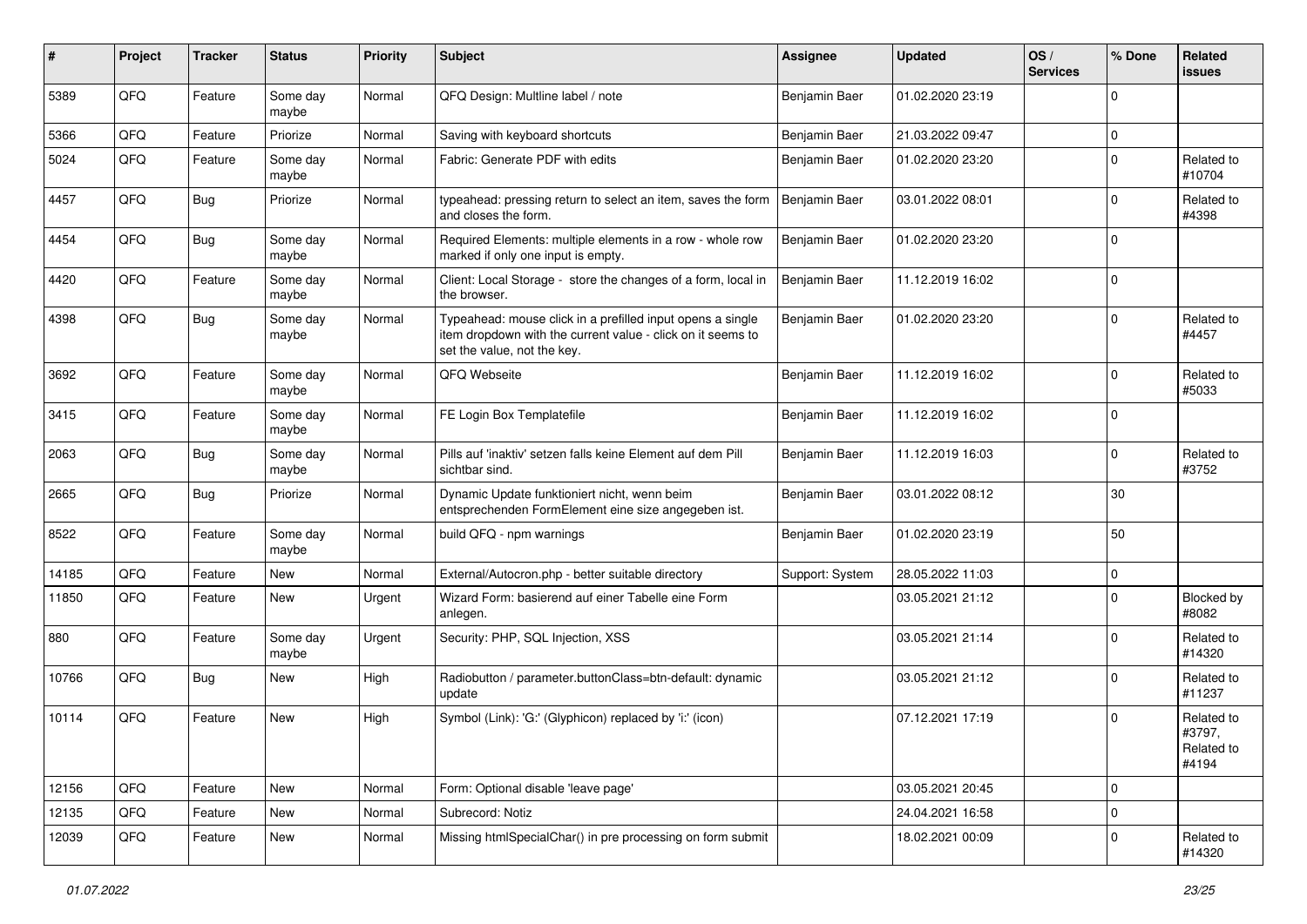| # | Project | Tracker | Status | Priority | Subject | Assignee | Updated | OS / Services | % Done | Related issues |
|---|---|---|---|---|---|---|---|---|---|---|
| 5389 | QFQ | Feature | Some day maybe | Normal | QFQ Design: Multline label / note | Benjamin Baer | 01.02.2020 23:19 | | 0 | |
| 5366 | QFQ | Feature | Priorize | Normal | Saving with keyboard shortcuts | Benjamin Baer | 21.03.2022 09:47 | | 0 | |
| 5024 | QFQ | Feature | Some day maybe | Normal | Fabric: Generate PDF with edits | Benjamin Baer | 01.02.2020 23:20 | | 0 | Related to #10704 |
| 4457 | QFQ | Bug | Priorize | Normal | typeahead: pressing return to select an item, saves the form and closes the form. | Benjamin Baer | 03.01.2022 08:01 | | 0 | Related to #4398 |
| 4454 | QFQ | Bug | Some day maybe | Normal | Required Elements: multiple elements in a row - whole row marked if only one input is empty. | Benjamin Baer | 01.02.2020 23:20 | | 0 | |
| 4420 | QFQ | Feature | Some day maybe | Normal | Client: Local Storage - store the changes of a form, local in the browser. | Benjamin Baer | 11.12.2019 16:02 | | 0 | |
| 4398 | QFQ | Bug | Some day maybe | Normal | Typeahead: mouse click in a prefilled input opens a single item dropdown with the current value - click on it seems to set the value, not the key. | Benjamin Baer | 01.02.2020 23:20 | | 0 | Related to #4457 |
| 3692 | QFQ | Feature | Some day maybe | Normal | QFQ Webseite | Benjamin Baer | 11.12.2019 16:02 | | 0 | Related to #5033 |
| 3415 | QFQ | Feature | Some day maybe | Normal | FE Login Box Templatefile | Benjamin Baer | 11.12.2019 16:02 | | 0 | |
| 2063 | QFQ | Bug | Some day maybe | Normal | Pills auf 'inaktiv' setzen falls keine Element auf dem Pill sichtbar sind. | Benjamin Baer | 11.12.2019 16:03 | | 0 | Related to #3752 |
| 2665 | QFQ | Bug | Priorize | Normal | Dynamic Update funktioniert nicht, wenn beim entsprechenden FormElement eine size angegeben ist. | Benjamin Baer | 03.01.2022 08:12 | | 30 | |
| 8522 | QFQ | Feature | Some day maybe | Normal | build QFQ - npm warnings | Benjamin Baer | 01.02.2020 23:19 | | 50 | |
| 14185 | QFQ | Feature | New | Normal | External/Autocron.php - better suitable directory | Support: System | 28.05.2022 11:03 | | 0 | |
| 11850 | QFQ | Feature | New | Urgent | Wizard Form: basierend auf einer Tabelle eine Form anlegen. | | 03.05.2021 21:12 | | 0 | Blocked by #8082 |
| 880 | QFQ | Feature | Some day maybe | Urgent | Security: PHP, SQL Injection, XSS | | 03.05.2021 21:14 | | 0 | Related to #14320 |
| 10766 | QFQ | Bug | New | High | Radiobutton / parameter.buttonClass=btn-default: dynamic update | | 03.05.2021 21:12 | | 0 | Related to #11237 |
| 10114 | QFQ | Feature | New | High | Symbol (Link): 'G:' (Glyphicon) replaced by 'i:' (icon) | | 07.12.2021 17:19 | | 0 | Related to #3797, Related to #4194 |
| 12156 | QFQ | Feature | New | Normal | Form: Optional disable 'leave page' | | 03.05.2021 20:45 | | 0 | |
| 12135 | QFQ | Feature | New | Normal | Subrecord: Notiz | | 24.04.2021 16:58 | | 0 | |
| 12039 | QFQ | Feature | New | Normal | Missing htmlSpecialChar() in pre processing on form submit | | 18.02.2021 00:09 | | 0 | Related to #14320 |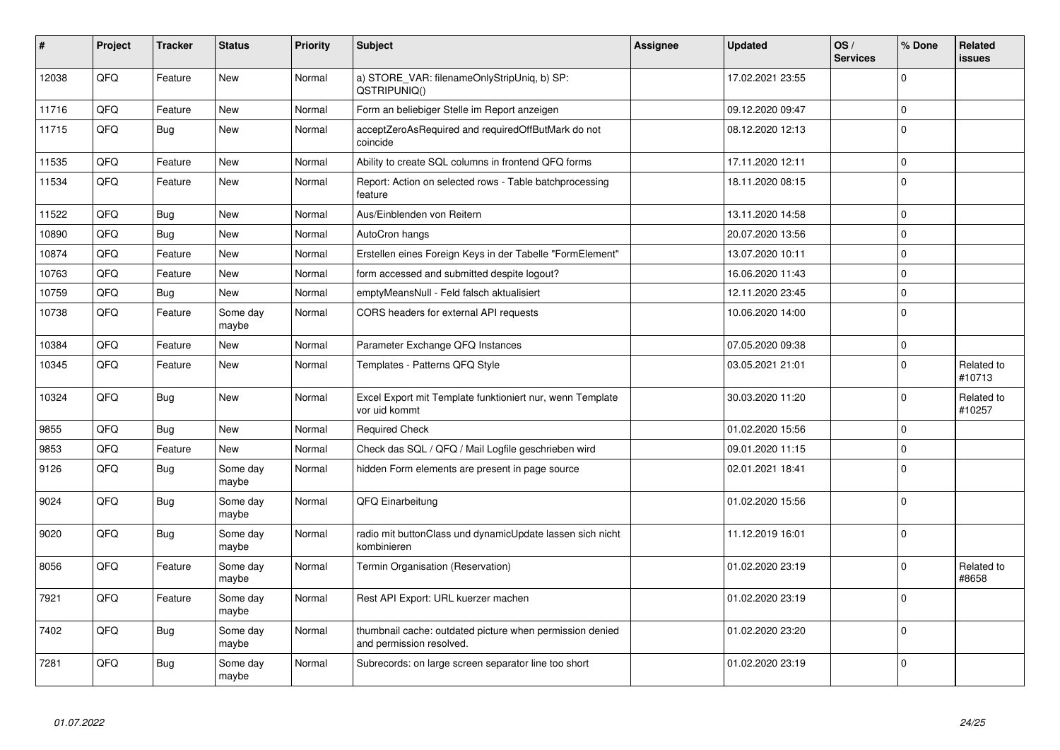| # | Project | Tracker | Status | Priority | Subject | Assignee | Updated | OS / Services | % Done | Related issues |
|---|---|---|---|---|---|---|---|---|---|---|
| 12038 | QFQ | Feature | New | Normal | a) STORE_VAR: filenameOnlyStripUniq, b) SP: QSTRIPUNIQ() | | 17.02.2021 23:55 | | 0 | |
| 11716 | QFQ | Feature | New | Normal | Form an beliebiger Stelle im Report anzeigen | | 09.12.2020 09:47 | | 0 | |
| 11715 | QFQ | Bug | New | Normal | acceptZeroAsRequired and requiredOffButMark do not coincide | | 08.12.2020 12:13 | | 0 | |
| 11535 | QFQ | Feature | New | Normal | Ability to create SQL columns in frontend QFQ forms | | 17.11.2020 12:11 | | 0 | |
| 11534 | QFQ | Feature | New | Normal | Report: Action on selected rows - Table batchprocessing feature | | 18.11.2020 08:15 | | 0 | |
| 11522 | QFQ | Bug | New | Normal | Aus/Einblenden von Reitern | | 13.11.2020 14:58 | | 0 | |
| 10890 | QFQ | Bug | New | Normal | AutoCron hangs | | 20.07.2020 13:56 | | 0 | |
| 10874 | QFQ | Feature | New | Normal | Erstellen eines Foreign Keys in der Tabelle "FormElement" | | 13.07.2020 10:11 | | 0 | |
| 10763 | QFQ | Feature | New | Normal | form accessed and submitted despite logout? | | 16.06.2020 11:43 | | 0 | |
| 10759 | QFQ | Bug | New | Normal | emptyMeansNull - Feld falsch aktualisiert | | 12.11.2020 23:45 | | 0 | |
| 10738 | QFQ | Feature | Some day maybe | Normal | CORS headers for external API requests | | 10.06.2020 14:00 | | 0 | |
| 10384 | QFQ | Feature | New | Normal | Parameter Exchange QFQ Instances | | 07.05.2020 09:38 | | 0 | |
| 10345 | QFQ | Feature | New | Normal | Templates - Patterns QFQ Style | | 03.05.2021 21:01 | | 0 | Related to #10713 |
| 10324 | QFQ | Bug | New | Normal | Excel Export mit Template funktioniert nur, wenn Template vor uid kommt | | 30.03.2020 11:20 | | 0 | Related to #10257 |
| 9855 | QFQ | Bug | New | Normal | Required Check | | 01.02.2020 15:56 | | 0 | |
| 9853 | QFQ | Feature | New | Normal | Check das SQL / QFQ / Mail Logfile geschrieben wird | | 09.01.2020 11:15 | | 0 | |
| 9126 | QFQ | Bug | Some day maybe | Normal | hidden Form elements are present in page source | | 02.01.2021 18:41 | | 0 | |
| 9024 | QFQ | Bug | Some day maybe | Normal | QFQ Einarbeitung | | 01.02.2020 15:56 | | 0 | |
| 9020 | QFQ | Bug | Some day maybe | Normal | radio mit buttonClass und dynamicUpdate lassen sich nicht kombinieren | | 11.12.2019 16:01 | | 0 | |
| 8056 | QFQ | Feature | Some day maybe | Normal | Termin Organisation (Reservation) | | 01.02.2020 23:19 | | 0 | Related to #8658 |
| 7921 | QFQ | Feature | Some day maybe | Normal | Rest API Export: URL kuerzer machen | | 01.02.2020 23:19 | | 0 | |
| 7402 | QFQ | Bug | Some day maybe | Normal | thumbnail cache: outdated picture when permission denied and permission resolved. | | 01.02.2020 23:20 | | 0 | |
| 7281 | QFQ | Bug | Some day maybe | Normal | Subrecords: on large screen separator line too short | | 01.02.2020 23:19 | | 0 | |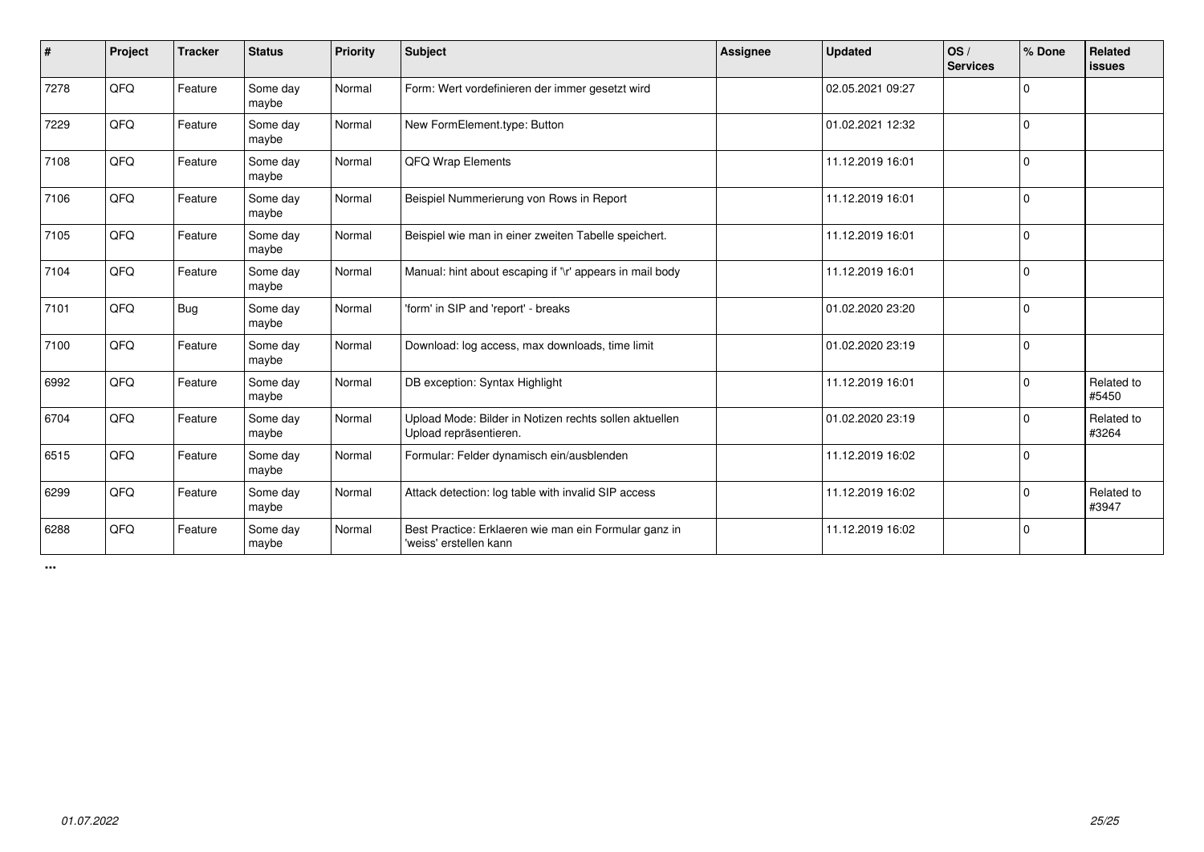| # | Project | Tracker | Status | Priority | Subject | Assignee | Updated | OS / Services | % Done | Related issues |
|---|---|---|---|---|---|---|---|---|---|---|
| 7278 | QFQ | Feature | Some day maybe | Normal | Form: Wert vordefinieren der immer gesetzt wird | | 02.05.2021 09:27 | | 0 | |
| 7229 | QFQ | Feature | Some day maybe | Normal | New FormElement.type: Button | | 01.02.2021 12:32 | | 0 | |
| 7108 | QFQ | Feature | Some day maybe | Normal | QFQ Wrap Elements | | 11.12.2019 16:01 | | 0 | |
| 7106 | QFQ | Feature | Some day maybe | Normal | Beispiel Nummerierung von Rows in Report | | 11.12.2019 16:01 | | 0 | |
| 7105 | QFQ | Feature | Some day maybe | Normal | Beispiel wie man in einer zweiten Tabelle speichert. | | 11.12.2019 16:01 | | 0 | |
| 7104 | QFQ | Feature | Some day maybe | Normal | Manual: hint about escaping if '\r' appears in mail body | | 11.12.2019 16:01 | | 0 | |
| 7101 | QFQ | Bug | Some day maybe | Normal | 'form' in SIP and 'report' - breaks | | 01.02.2020 23:20 | | 0 | |
| 7100 | QFQ | Feature | Some day maybe | Normal | Download: log access, max downloads, time limit | | 01.02.2020 23:19 | | 0 | |
| 6992 | QFQ | Feature | Some day maybe | Normal | DB exception: Syntax Highlight | | 11.12.2019 16:01 | | 0 | Related to #5450 |
| 6704 | QFQ | Feature | Some day maybe | Normal | Upload Mode: Bilder in Notizen rechts sollen aktuellen Upload repräsentieren. | | 01.02.2020 23:19 | | 0 | Related to #3264 |
| 6515 | QFQ | Feature | Some day maybe | Normal | Formular: Felder dynamisch ein/ausblenden | | 11.12.2019 16:02 | | 0 | |
| 6299 | QFQ | Feature | Some day maybe | Normal | Attack detection: log table with invalid SIP access | | 11.12.2019 16:02 | | 0 | Related to #3947 |
| 6288 | QFQ | Feature | Some day maybe | Normal | Best Practice: Erklaeren wie man ein Formular ganz in 'weiss' erstellen kann | | 11.12.2019 16:02 | | 0 | |

...